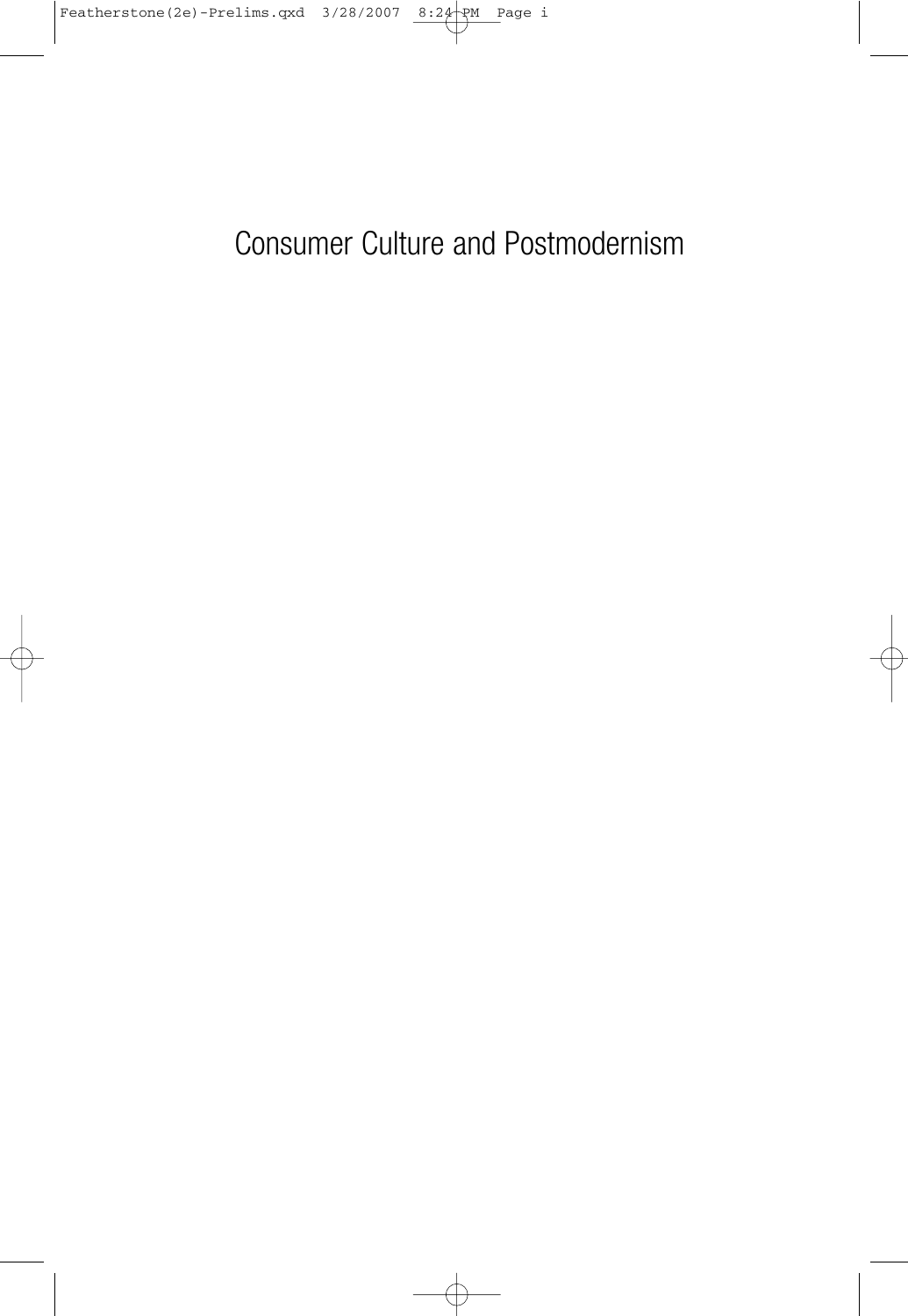# Consumer Culture and Postmodernism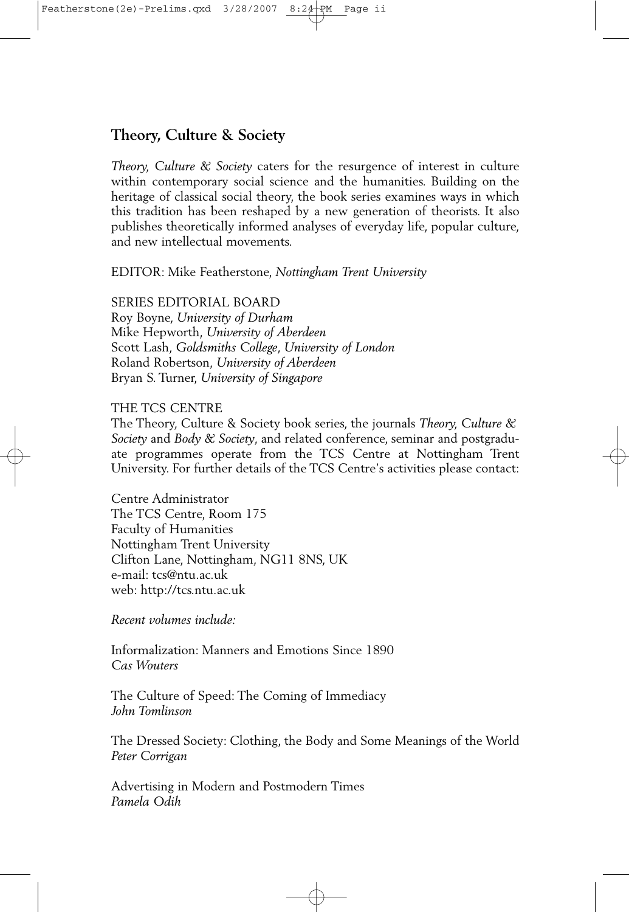## Theory, Culture & Society

*Theory, Culture & Society* caters for the resurgence of interest in culture within contemporary social science and the humanities. Building on the heritage of classical social theory, the book series examines ways in which this tradition has been reshaped by a new generation of theorists. It also publishes theoretically informed analyses of everyday life, popular culture, and new intellectual movements.

EDITOR: Mike Featherstone, *Nottingham Trent University*

SERIES EDITORIAL BOARD
Roy Boyne, *University of Durham*
Mike Hepworth, *University of Aberdeen*
Scott Lash, *Goldsmiths College, University of London*
Roland Robertson, *University of Aberdeen*
Bryan S. Turner, *University of Singapore*

THE TCS CENTRE
The Theory, Culture & Society book series, the journals *Theory, Culture & Society* and *Body & Society*, and related conference, seminar and postgraduate programmes operate from the TCS Centre at Nottingham Trent University. For further details of the TCS Centre's activities please contact:

Centre Administrator
The TCS Centre, Room 175
Faculty of Humanities
Nottingham Trent University
Clifton Lane, Nottingham, NG11 8NS, UK
e-mail: tcs@ntu.ac.uk
web: http://tcs.ntu.ac.uk

*Recent volumes include:*

Informalization: Manners and Emotions Since 1890
*Cas Wouters*

The Culture of Speed: The Coming of Immediacy
*John Tomlinson*

The Dressed Society: Clothing, the Body and Some Meanings of the World
*Peter Corrigan*

Advertising in Modern and Postmodern Times
*Pamela Odih*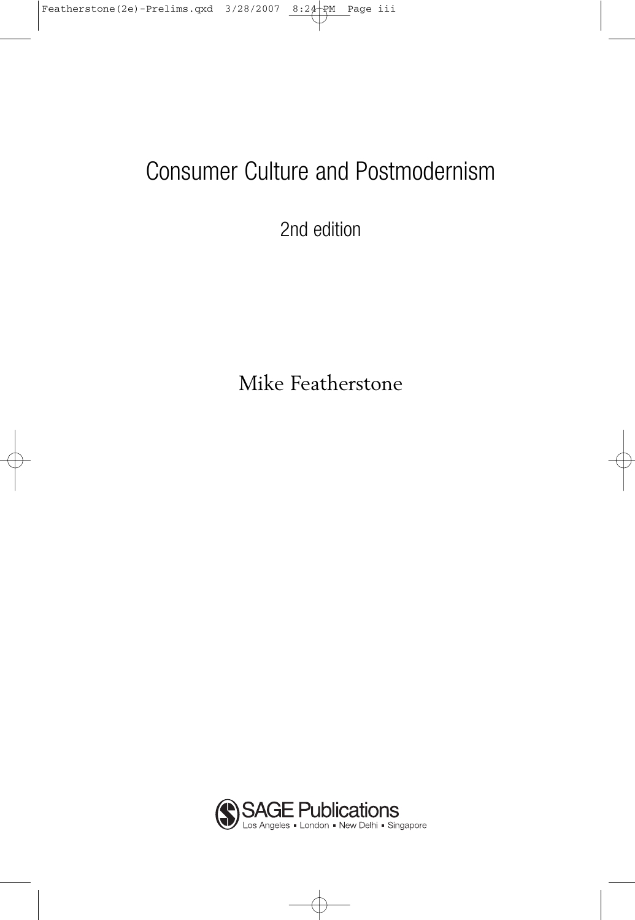# Consumer Culture and Postmodernism

2nd edition

Mike Featherstone

SAGE Publications
Los Angeles • London • New Delhi • Singapore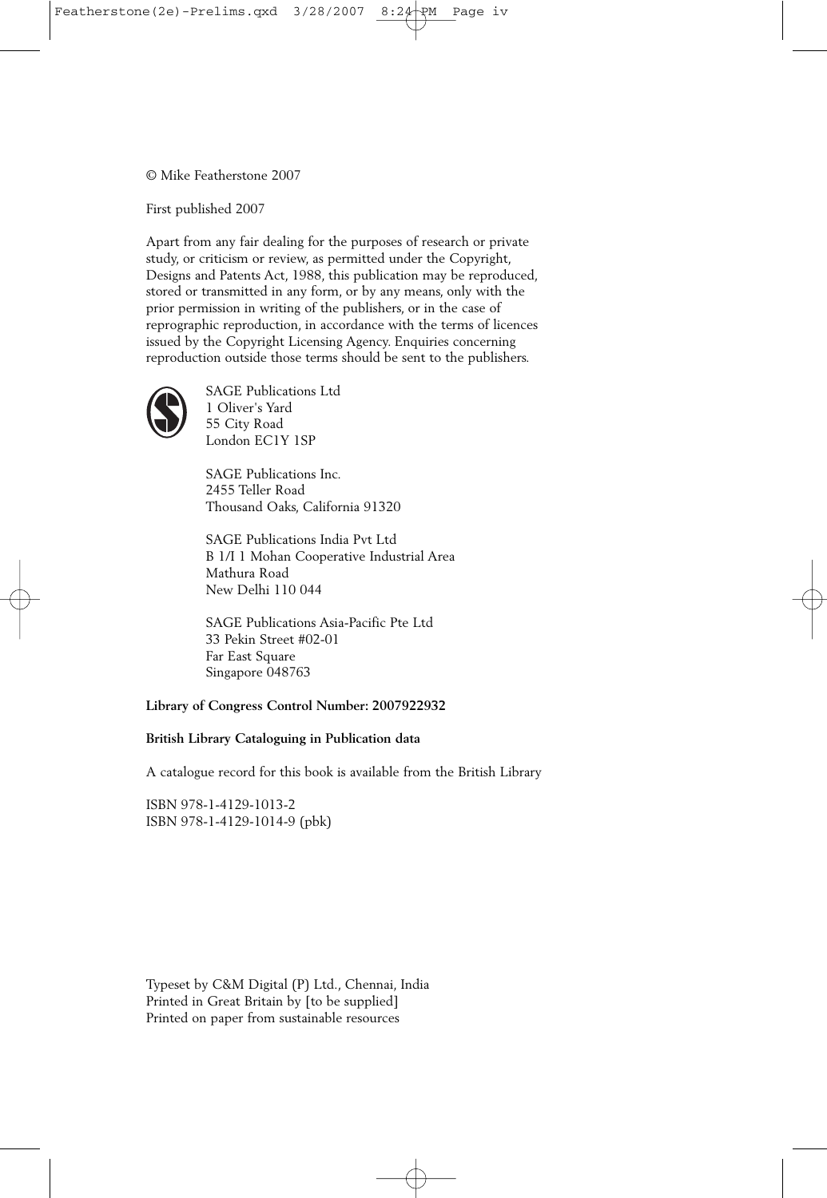© Mike Featherstone 2007

First published 2007

Apart from any fair dealing for the purposes of research or private study, or criticism or review, as permitted under the Copyright, Designs and Patents Act, 1988, this publication may be reproduced, stored or transmitted in any form, or by any means, only with the prior permission in writing of the publishers, or in the case of reprographic reproduction, in accordance with the terms of licences issued by the Copyright Licensing Agency. Enquiries concerning reproduction outside those terms should be sent to the publishers.

SAGE Publications Ltd
1 Oliver's Yard
55 City Road
London EC1Y 1SP

SAGE Publications Inc.
2455 Teller Road
Thousand Oaks, California 91320

SAGE Publications India Pvt Ltd
B 1/I 1 Mohan Cooperative Industrial Area
Mathura Road
New Delhi 110 044

SAGE Publications Asia-Pacific Pte Ltd
33 Pekin Street #02-01
Far East Square
Singapore 048763

**Library of Congress Control Number: 2007922932**

**British Library Cataloguing in Publication data**

A catalogue record for this book is available from the British Library

ISBN 978-1-4129-1013-2
ISBN 978-1-4129-1014-9 (pbk)

Typeset by C&M Digital (P) Ltd., Chennai, India
Printed in Great Britain by [to be supplied]
Printed on paper from sustainable resources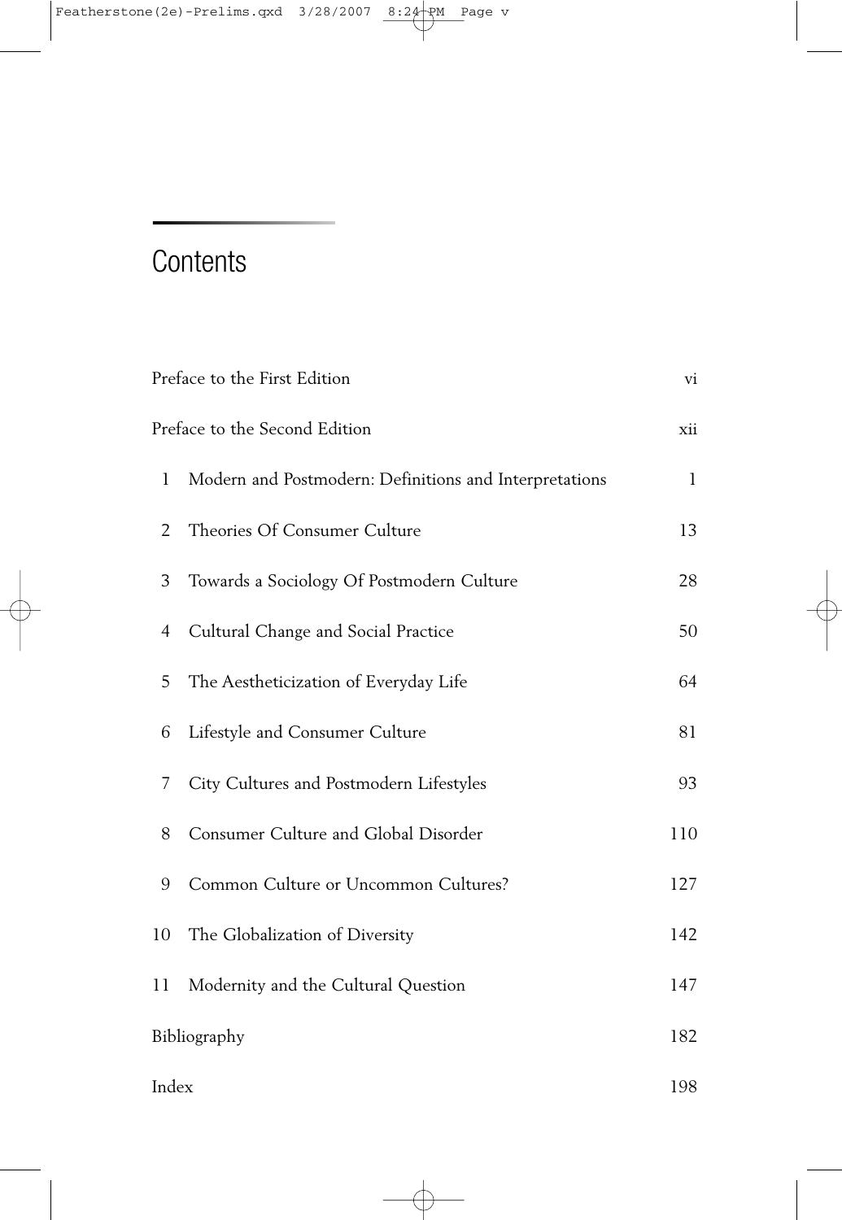# Contents

| | |
|---|---|
| Preface to the First Edition | vi |
| Preface to the Second Edition | xii |
| 1 Modern and Postmodern: Definitions and Interpretations | 1 |
| 2 Theories Of Consumer Culture | 13 |
| 3 Towards a Sociology Of Postmodern Culture | 28 |
| 4 Cultural Change and Social Practice | 50 |
| 5 The Aestheticization of Everyday Life | 64 |
| 6 Lifestyle and Consumer Culture | 81 |
| 7 City Cultures and Postmodern Lifestyles | 93 |
| 8 Consumer Culture and Global Disorder | 110 |
| 9 Common Culture or Uncommon Cultures? | 127 |
| 10 The Globalization of Diversity | 142 |
| 11 Modernity and the Cultural Question | 147 |
| Bibliography | 182 |
| Index | 198 |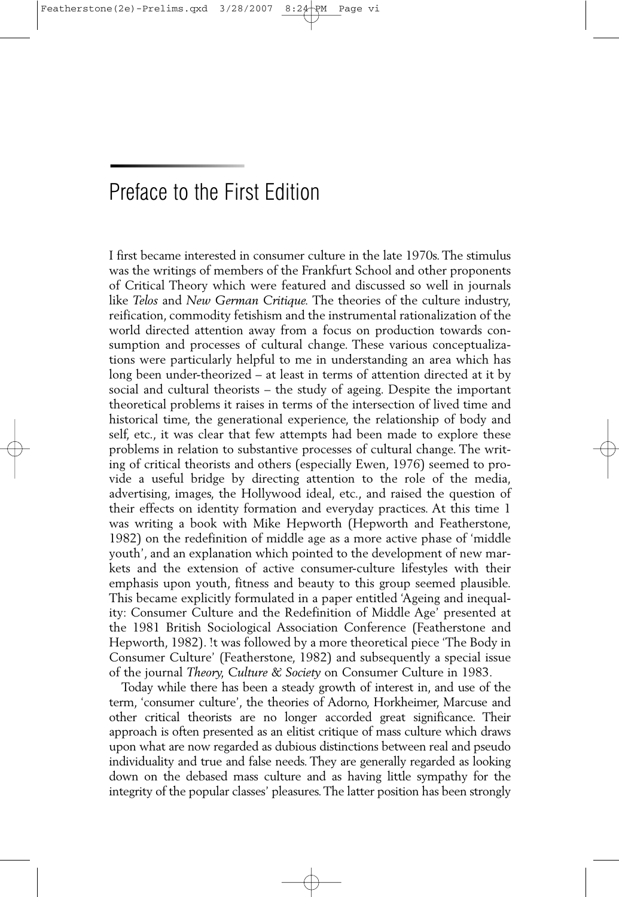# Preface to the First Edition

I first became interested in consumer culture in the late 1970s. The stimulus was the writings of members of the Frankfurt School and other proponents of Critical Theory which were featured and discussed so well in journals like *Telos* and *New German Critique*. The theories of the culture industry, reification, commodity fetishism and the instrumental rationalization of the world directed attention away from a focus on production towards consumption and processes of cultural change. These various conceptualizations were particularly helpful to me in understanding an area which has long been under-theorized – at least in terms of attention directed at it by social and cultural theorists – the study of ageing. Despite the important theoretical problems it raises in terms of the intersection of lived time and historical time, the generational experience, the relationship of body and self, etc., it was clear that few attempts had been made to explore these problems in relation to substantive processes of cultural change. The writing of critical theorists and others (especially Ewen, 1976) seemed to provide a useful bridge by directing attention to the role of the media, advertising, images, the Hollywood ideal, etc., and raised the question of their effects on identity formation and everyday practices. At this time I was writing a book with Mike Hepworth (Hepworth and Featherstone, 1982) on the redefinition of middle age as a more active phase of 'middle youth', and an explanation which pointed to the development of new markets and the extension of active consumer-culture lifestyles with their emphasis upon youth, fitness and beauty to this group seemed plausible. This became explicitly formulated in a paper entitled 'Ageing and inequality: Consumer Culture and the Redefinition of Middle Age' presented at the 1981 British Sociological Association Conference (Featherstone and Hepworth, 1982). It was followed by a more theoretical piece 'The Body in Consumer Culture' (Featherstone, 1982) and subsequently a special issue of the journal *Theory, Culture & Society* on Consumer Culture in 1983.

Today while there has been a steady growth of interest in, and use of the term, 'consumer culture', the theories of Adorno, Horkheimer, Marcuse and other critical theorists are no longer accorded great significance. Their approach is often presented as an elitist critique of mass culture which draws upon what are now regarded as dubious distinctions between real and pseudo individuality and true and false needs. They are generally regarded as looking down on the debased mass culture and as having little sympathy for the integrity of the popular classes' pleasures. The latter position has been strongly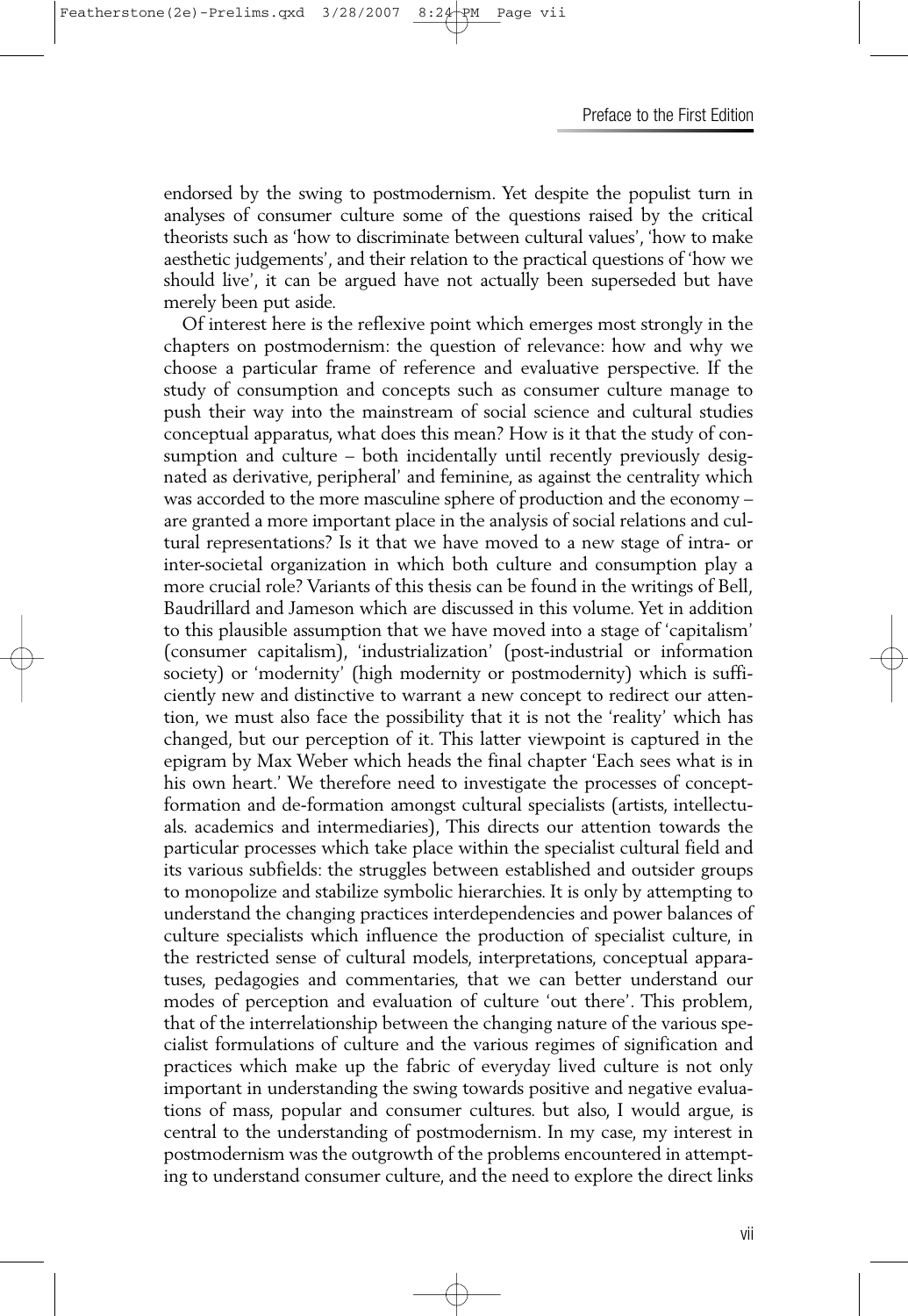endorsed by the swing to postmodernism. Yet despite the populist turn in analyses of consumer culture some of the questions raised by the critical theorists such as 'how to discriminate between cultural values', 'how to make aesthetic judgements', and their relation to the practical questions of 'how we should live', it can be argued have not actually been superseded but have merely been put aside.

Of interest here is the reflexive point which emerges most strongly in the chapters on postmodernism: the question of relevance: how and why we choose a particular frame of reference and evaluative perspective. If the study of consumption and concepts such as consumer culture manage to push their way into the mainstream of social science and cultural studies conceptual apparatus, what does this mean? How is it that the study of consumption and culture – both incidentally until recently previously designated as derivative, peripheral' and feminine, as against the centrality which was accorded to the more masculine sphere of production and the economy – are granted a more important place in the analysis of social relations and cultural representations? Is it that we have moved to a new stage of intra- or inter-societal organization in which both culture and consumption play a more crucial role? Variants of this thesis can be found in the writings of Bell, Baudrillard and Jameson which are discussed in this volume. Yet in addition to this plausible assumption that we have moved into a stage of 'capitalism' (consumer capitalism), 'industrialization' (post-industrial or information society) or 'modernity' (high modernity or postmodernity) which is sufficiently new and distinctive to warrant a new concept to redirect our attention, we must also face the possibility that it is not the 'reality' which has changed, but our perception of it. This latter viewpoint is captured in the epigram by Max Weber which heads the final chapter 'Each sees what is in his own heart.' We therefore need to investigate the processes of concept-formation and de-formation amongst cultural specialists (artists, intellectuals. academics and intermediaries), This directs our attention towards the particular processes which take place within the specialist cultural field and its various subfields: the struggles between established and outsider groups to monopolize and stabilize symbolic hierarchies. It is only by attempting to understand the changing practices interdependencies and power balances of culture specialists which influence the production of specialist culture, in the restricted sense of cultural models, interpretations, conceptual apparatuses, pedagogies and commentaries, that we can better understand our modes of perception and evaluation of culture 'out there'. This problem, that of the interrelationship between the changing nature of the various specialist formulations of culture and the various regimes of signification and practices which make up the fabric of everyday lived culture is not only important in understanding the swing towards positive and negative evaluations of mass, popular and consumer cultures. but also, I would argue, is central to the understanding of postmodernism. In my case, my interest in postmodernism was the outgrowth of the problems encountered in attempting to understand consumer culture, and the need to explore the direct links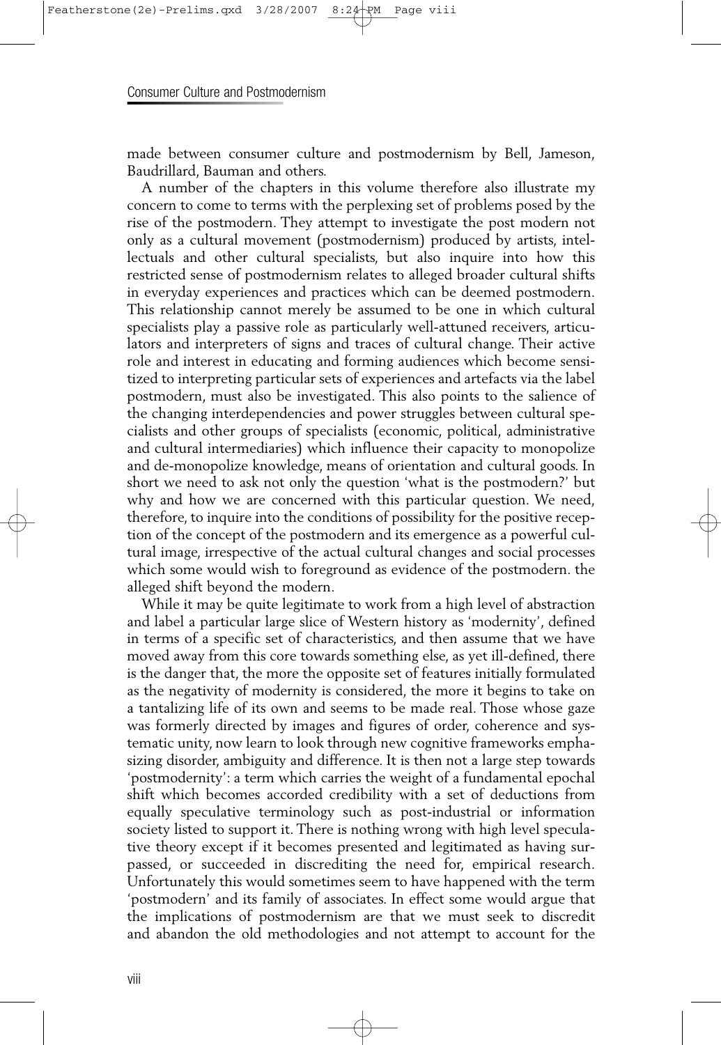made between consumer culture and postmodernism by Bell, Jameson, Baudrillard, Bauman and others.

A number of the chapters in this volume therefore also illustrate my concern to come to terms with the perplexing set of problems posed by the rise of the postmodern. They attempt to investigate the post modern not only as a cultural movement (postmodernism) produced by artists, intellectuals and other cultural specialists, but also inquire into how this restricted sense of postmodernism relates to alleged broader cultural shifts in everyday experiences and practices which can be deemed postmodern. This relationship cannot merely be assumed to be one in which cultural specialists play a passive role as particularly well-attuned receivers, articulators and interpreters of signs and traces of cultural change. Their active role and interest in educating and forming audiences which become sensitized to interpreting particular sets of experiences and artefacts via the label postmodern, must also be investigated. This also points to the salience of the changing interdependencies and power struggles between cultural specialists and other groups of specialists (economic, political, administrative and cultural intermediaries) which influence their capacity to monopolize and de-monopolize knowledge, means of orientation and cultural goods. In short we need to ask not only the question 'what is the postmodern?' but why and how we are concerned with this particular question. We need, therefore, to inquire into the conditions of possibility for the positive reception of the concept of the postmodern and its emergence as a powerful cultural image, irrespective of the actual cultural changes and social processes which some would wish to foreground as evidence of the postmodern. the alleged shift beyond the modern.

While it may be quite legitimate to work from a high level of abstraction and label a particular large slice of Western history as 'modernity', defined in terms of a specific set of characteristics, and then assume that we have moved away from this core towards something else, as yet ill-defined, there is the danger that, the more the opposite set of features initially formulated as the negativity of modernity is considered, the more it begins to take on a tantalizing life of its own and seems to be made real. Those whose gaze was formerly directed by images and figures of order, coherence and systematic unity, now learn to look through new cognitive frameworks emphasizing disorder, ambiguity and difference. It is then not a large step towards 'postmodernity': a term which carries the weight of a fundamental epochal shift which becomes accorded credibility with a set of deductions from equally speculative terminology such as post-industrial or information society listed to support it. There is nothing wrong with high level speculative theory except if it becomes presented and legitimated as having surpassed, or succeeded in discrediting the need for, empirical research. Unfortunately this would sometimes seem to have happened with the term 'postmodern' and its family of associates. In effect some would argue that the implications of postmodernism are that we must seek to discredit and abandon the old methodologies and not attempt to account for the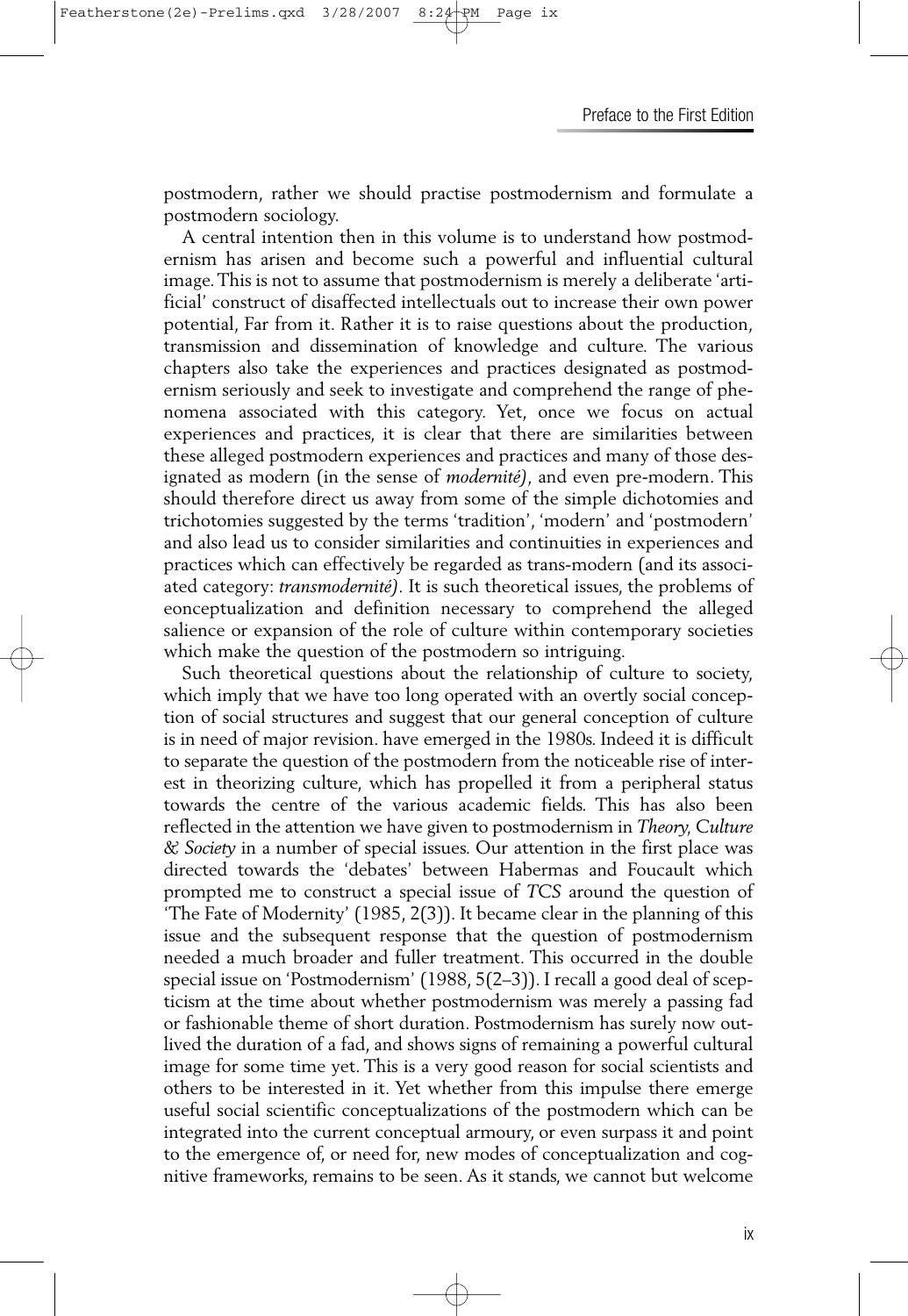postmodern, rather we should practise postmodernism and formulate a postmodern sociology.

A central intention then in this volume is to understand how postmodernism has arisen and become such a powerful and influential cultural image. This is not to assume that postmodernism is merely a deliberate 'artificial' construct of disaffected intellectuals out to increase their own power potential, Far from it. Rather it is to raise questions about the production, transmission and dissemination of knowledge and culture. The various chapters also take the experiences and practices designated as postmodernism seriously and seek to investigate and comprehend the range of phenomena associated with this category. Yet, once we focus on actual experiences and practices, it is clear that there are similarities between these alleged postmodern experiences and practices and many of those designated as modern (in the sense of *modernité)*, and even pre-modern. This should therefore direct us away from some of the simple dichotomies and trichotomies suggested by the terms 'tradition', 'modern' and 'postmodern' and also lead us to consider similarities and continuities in experiences and practices which can effectively be regarded as trans-modern (and its associated category: *transmodernité)*. It is such theoretical issues, the problems of eonceptualization and definition necessary to comprehend the alleged salience or expansion of the role of culture within contemporary societies which make the question of the postmodern so intriguing.

Such theoretical questions about the relationship of culture to society, which imply that we have too long operated with an overtly social conception of social structures and suggest that our general conception of culture is in need of major revision. have emerged in the 1980s. Indeed it is difficult to separate the question of the postmodern from the noticeable rise of interest in theorizing culture, which has propelled it from a peripheral status towards the centre of the various academic fields. This has also been reflected in the attention we have given to postmodernism in *Theory, Culture & Society* in a number of special issues. Our attention in the first place was directed towards the 'debates' between Habermas and Foucault which prompted me to construct a special issue of *TCS* around the question of 'The Fate of Modernity' (1985, 2(3)). It became clear in the planning of this issue and the subsequent response that the question of postmodernism needed a much broader and fuller treatment. This occurred in the double special issue on 'Postmodernism' (1988, 5(2–3)). I recall a good deal of scepticism at the time about whether postmodernism was merely a passing fad or fashionable theme of short duration. Postmodernism has surely now outlived the duration of a fad, and shows signs of remaining a powerful cultural image for some time yet. This is a very good reason for social scientists and others to be interested in it. Yet whether from this impulse there emerge useful social scientific conceptualizations of the postmodern which can be integrated into the current conceptual armoury, or even surpass it and point to the emergence of, or need for, new modes of conceptualization and cognitive frameworks, remains to be seen. As it stands, we cannot but welcome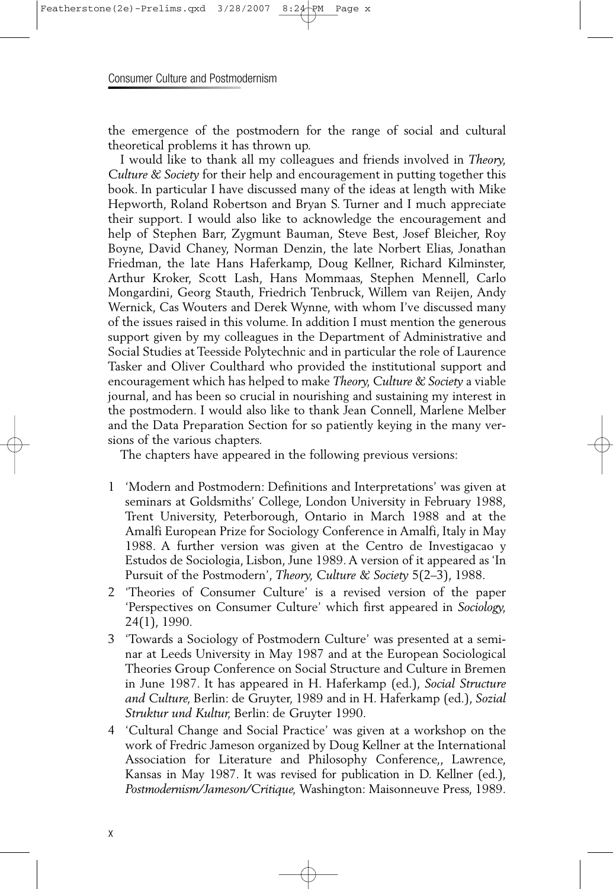the emergence of the postmodern for the range of social and cultural theoretical problems it has thrown up.

I would like to thank all my colleagues and friends involved in *Theory, Culture & Society* for their help and encouragement in putting together this book. In particular I have discussed many of the ideas at length with Mike Hepworth, Roland Robertson and Bryan S. Turner and I much appreciate their support. I would also like to acknowledge the encouragement and help of Stephen Barr, Zygmunt Bauman, Steve Best, Josef Bleicher, Roy Boyne, David Chaney, Norman Denzin, the late Norbert Elias, Jonathan Friedman, the late Hans Haferkamp, Doug Kellner, Richard Kilminster, Arthur Kroker, Scott Lash, Hans Mommaas, Stephen Mennell, Carlo Mongardini, Georg Stauth, Friedrich Tenbruck, Willem van Reijen, Andy Wernick, Cas Wouters and Derek Wynne, with whom I've discussed many of the issues raised in this volume. In addition I must mention the generous support given by my colleagues in the Department of Administrative and Social Studies at Teesside Polytechnic and in particular the role of Laurence Tasker and Oliver Coulthard who provided the institutional support and encouragement which has helped to make *Theory, Culture & Society* a viable journal, and has been so crucial in nourishing and sustaining my interest in the postmodern. I would also like to thank Jean Connell, Marlene Melber and the Data Preparation Section for so patiently keying in the many versions of the various chapters.

The chapters have appeared in the following previous versions:

1 'Modern and Postmodern: Definitions and Interpretations' was given at seminars at Goldsmiths' College, London University in February 1988, Trent University, Peterborough, Ontario in March 1988 and at the Amalfi European Prize for Sociology Conference in Amalfi, Italy in May 1988. A further version was given at the Centro de Investigacao y Estudos de Sociologia, Lisbon, June 1989. A version of it appeared as 'In Pursuit of the Postmodern', *Theory, Culture & Society* 5(2–3), 1988.
2 'Theories of Consumer Culture' is a revised version of the paper 'Perspectives on Consumer Culture' which first appeared in *Sociology*, 24(1), 1990.
3 'Towards a Sociology of Postmodern Culture' was presented at a seminar at Leeds University in May 1987 and at the European Sociological Theories Group Conference on Social Structure and Culture in Bremen in June 1987. It has appeared in H. Haferkamp (ed.), *Social Structure and Culture*, Berlin: de Gruyter, 1989 and in H. Haferkamp (ed.), *Sozial Struktur und Kultur*, Berlin: de Gruyter 1990.
4 'Cultural Change and Social Practice' was given at a workshop on the work of Fredric Jameson organized by Doug Kellner at the International Association for Literature and Philosophy Conference,, Lawrence, Kansas in May 1987. It was revised for publication in D. Kellner (ed.), *Postmodernism/Jameson/Critique*, Washington: Maisonneuve Press, 1989.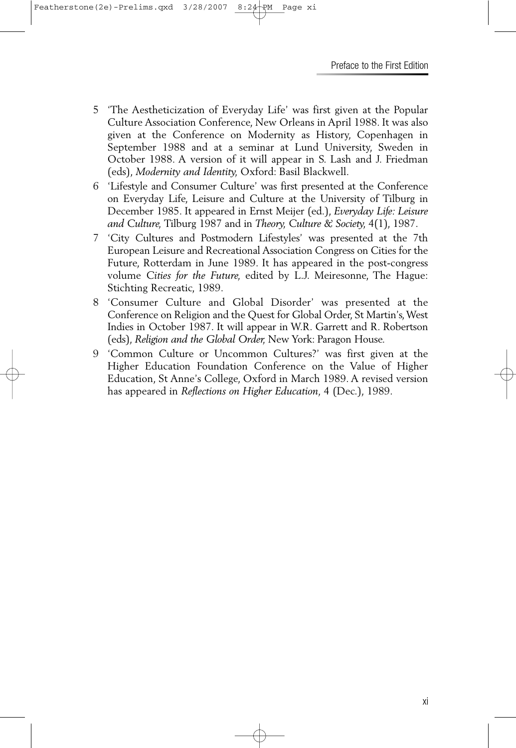5 'The Aestheticization of Everyday Life' was first given at the Popular Culture Association Conference, New Orleans in April 1988. It was also given at the Conference on Modernity as History, Copenhagen in September 1988 and at a seminar at Lund University, Sweden in October 1988. A version of it will appear in S. Lash and J. Friedman (eds), *Modernity and Identity*, Oxford: Basil Blackwell.

6 'Lifestyle and Consumer Culture' was first presented at the Conference on Everyday Life, Leisure and Culture at the University of Tilburg in December 1985. It appeared in Ernst Meijer (ed.), *Everyday Life: Leisure and Culture*, Tilburg 1987 and in *Theory, Culture & Society*, 4(1), 1987.

7 'City Cultures and Postmodern Lifestyles' was presented at the 7th European Leisure and Recreational Association Congress on Cities for the Future, Rotterdam in June 1989. It has appeared in the post-congress volume *Cities for the Future*, edited by L.J. Meiresonne, The Hague: Stichting Recreatic, 1989.

8 'Consumer Culture and Global Disorder' was presented at the Conference on Religion and the Quest for Global Order, St Martin's, West Indies in October 1987. It will appear in W.R. Garrett and R. Robertson (eds), *Religion and the Global Order*, New York: Paragon House.

9 'Common Culture or Uncommon Cultures?' was first given at the Higher Education Foundation Conference on the Value of Higher Education, St Anne's College, Oxford in March 1989. A revised version has appeared in *Reflections on Higher Education*, 4 (Dec.), 1989.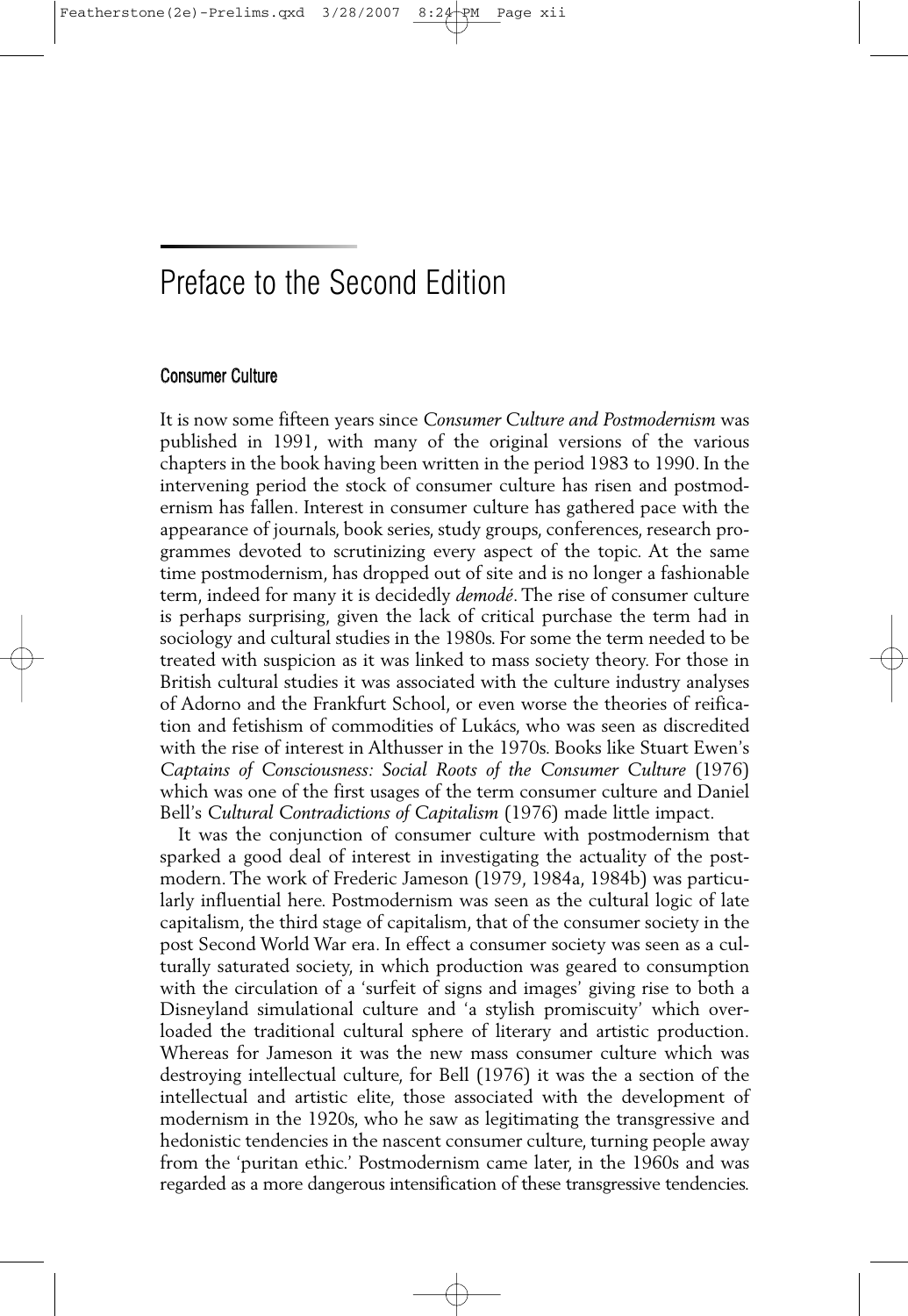# Preface to the Second Edition

## Consumer Culture

It is now some fifteen years since *Consumer Culture and Postmodernism* was published in 1991, with many of the original versions of the various chapters in the book having been written in the period 1983 to 1990. In the intervening period the stock of consumer culture has risen and postmodernism has fallen. Interest in consumer culture has gathered pace with the appearance of journals, book series, study groups, conferences, research programmes devoted to scrutinizing every aspect of the topic. At the same time postmodernism, has dropped out of site and is no longer a fashionable term, indeed for many it is decidedly *demodé*. The rise of consumer culture is perhaps surprising, given the lack of critical purchase the term had in sociology and cultural studies in the 1980s. For some the term needed to be treated with suspicion as it was linked to mass society theory. For those in British cultural studies it was associated with the culture industry analyses of Adorno and the Frankfurt School, or even worse the theories of reification and fetishism of commodities of Lukács, who was seen as discredited with the rise of interest in Althusser in the 1970s. Books like Stuart Ewen's *Captains of Consciousness: Social Roots of the Consumer Culture* (1976) which was one of the first usages of the term consumer culture and Daniel Bell's *Cultural Contradictions of Capitalism* (1976) made little impact.

It was the conjunction of consumer culture with postmodernism that sparked a good deal of interest in investigating the actuality of the postmodern. The work of Frederic Jameson (1979, 1984a, 1984b) was particularly influential here. Postmodernism was seen as the cultural logic of late capitalism, the third stage of capitalism, that of the consumer society in the post Second World War era. In effect a consumer society was seen as a culturally saturated society, in which production was geared to consumption with the circulation of a 'surfeit of signs and images' giving rise to both a Disneyland simulational culture and 'a stylish promiscuity' which overloaded the traditional cultural sphere of literary and artistic production. Whereas for Jameson it was the new mass consumer culture which was destroying intellectual culture, for Bell (1976) it was the a section of the intellectual and artistic elite, those associated with the development of modernism in the 1920s, who he saw as legitimating the transgressive and hedonistic tendencies in the nascent consumer culture, turning people away from the 'puritan ethic.' Postmodernism came later, in the 1960s and was regarded as a more dangerous intensification of these transgressive tendencies.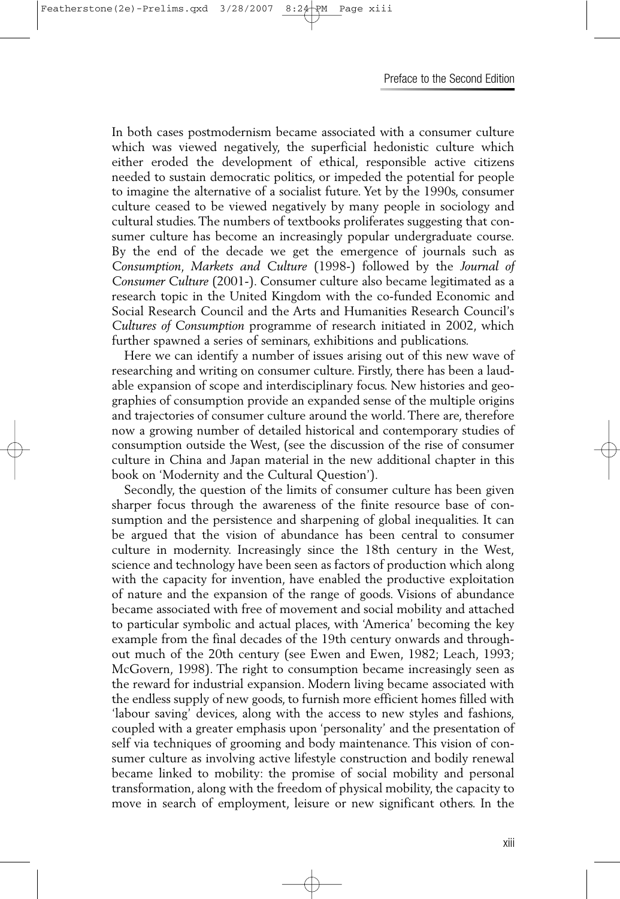In both cases postmodernism became associated with a consumer culture which was viewed negatively, the superficial hedonistic culture which either eroded the development of ethical, responsible active citizens needed to sustain democratic politics, or impeded the potential for people to imagine the alternative of a socialist future. Yet by the 1990s, consumer culture ceased to be viewed negatively by many people in sociology and cultural studies. The numbers of textbooks proliferates suggesting that consumer culture has become an increasingly popular undergraduate course. By the end of the decade we get the emergence of journals such as *Consumption, Markets and Culture* (1998-) followed by the *Journal of Consumer Culture* (2001-). Consumer culture also became legitimated as a research topic in the United Kingdom with the co-funded Economic and Social Research Council and the Arts and Humanities Research Council's *Cultures of Consumption* programme of research initiated in 2002, which further spawned a series of seminars, exhibitions and publications.

Here we can identify a number of issues arising out of this new wave of researching and writing on consumer culture. Firstly, there has been a laudable expansion of scope and interdisciplinary focus. New histories and geographies of consumption provide an expanded sense of the multiple origins and trajectories of consumer culture around the world. There are, therefore now a growing number of detailed historical and contemporary studies of consumption outside the West, (see the discussion of the rise of consumer culture in China and Japan material in the new additional chapter in this book on 'Modernity and the Cultural Question').

Secondly, the question of the limits of consumer culture has been given sharper focus through the awareness of the finite resource base of consumption and the persistence and sharpening of global inequalities. It can be argued that the vision of abundance has been central to consumer culture in modernity. Increasingly since the 18th century in the West, science and technology have been seen as factors of production which along with the capacity for invention, have enabled the productive exploitation of nature and the expansion of the range of goods. Visions of abundance became associated with free of movement and social mobility and attached to particular symbolic and actual places, with 'America' becoming the key example from the final decades of the 19th century onwards and throughout much of the 20th century (see Ewen and Ewen, 1982; Leach, 1993; McGovern, 1998). The right to consumption became increasingly seen as the reward for industrial expansion. Modern living became associated with the endless supply of new goods, to furnish more efficient homes filled with 'labour saving' devices, along with the access to new styles and fashions, coupled with a greater emphasis upon 'personality' and the presentation of self via techniques of grooming and body maintenance. This vision of consumer culture as involving active lifestyle construction and bodily renewal became linked to mobility: the promise of social mobility and personal transformation, along with the freedom of physical mobility, the capacity to move in search of employment, leisure or new significant others. In the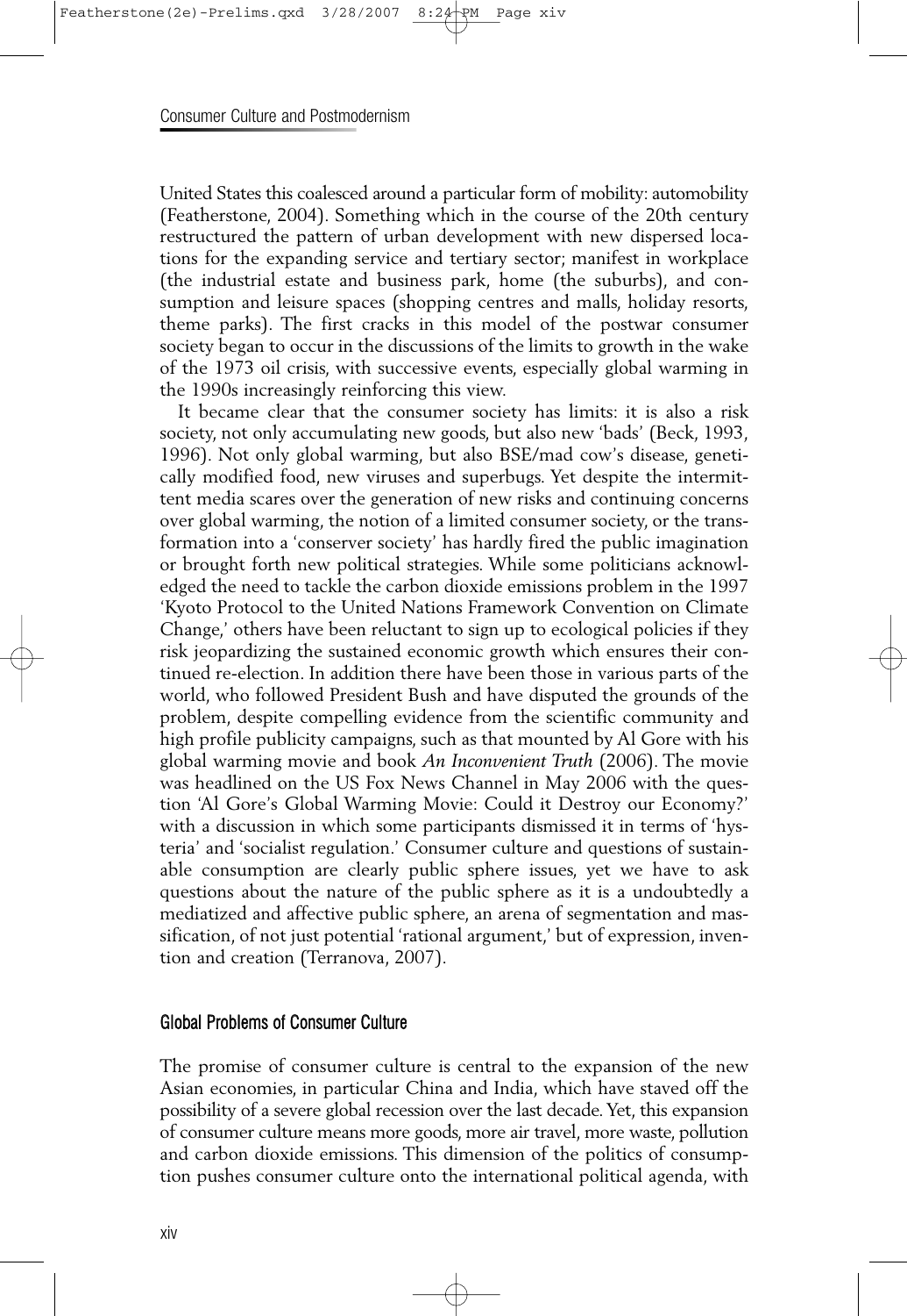United States this coalesced around a particular form of mobility: automobility (Featherstone, 2004). Something which in the course of the 20th century restructured the pattern of urban development with new dispersed locations for the expanding service and tertiary sector; manifest in workplace (the industrial estate and business park, home (the suburbs), and consumption and leisure spaces (shopping centres and malls, holiday resorts, theme parks). The first cracks in this model of the postwar consumer society began to occur in the discussions of the limits to growth in the wake of the 1973 oil crisis, with successive events, especially global warming in the 1990s increasingly reinforcing this view.

It became clear that the consumer society has limits: it is also a risk society, not only accumulating new goods, but also new 'bads' (Beck, 1993, 1996). Not only global warming, but also BSE/mad cow's disease, genetically modified food, new viruses and superbugs. Yet despite the intermittent media scares over the generation of new risks and continuing concerns over global warming, the notion of a limited consumer society, or the transformation into a 'conserver society' has hardly fired the public imagination or brought forth new political strategies. While some politicians acknowledged the need to tackle the carbon dioxide emissions problem in the 1997 'Kyoto Protocol to the United Nations Framework Convention on Climate Change,' others have been reluctant to sign up to ecological policies if they risk jeopardizing the sustained economic growth which ensures their continued re-election. In addition there have been those in various parts of the world, who followed President Bush and have disputed the grounds of the problem, despite compelling evidence from the scientific community and high profile publicity campaigns, such as that mounted by Al Gore with his global warming movie and book *An Inconvenient Truth* (2006). The movie was headlined on the US Fox News Channel in May 2006 with the question 'Al Gore's Global Warming Movie: Could it Destroy our Economy?' with a discussion in which some participants dismissed it in terms of 'hysteria' and 'socialist regulation.' Consumer culture and questions of sustainable consumption are clearly public sphere issues, yet we have to ask questions about the nature of the public sphere as it is a undoubtedly a mediatized and affective public sphere, an arena of segmentation and massification, of not just potential 'rational argument,' but of expression, invention and creation (Terranova, 2007).

## Global Problems of Consumer Culture

The promise of consumer culture is central to the expansion of the new Asian economies, in particular China and India, which have staved off the possibility of a severe global recession over the last decade. Yet, this expansion of consumer culture means more goods, more air travel, more waste, pollution and carbon dioxide emissions. This dimension of the politics of consumption pushes consumer culture onto the international political agenda, with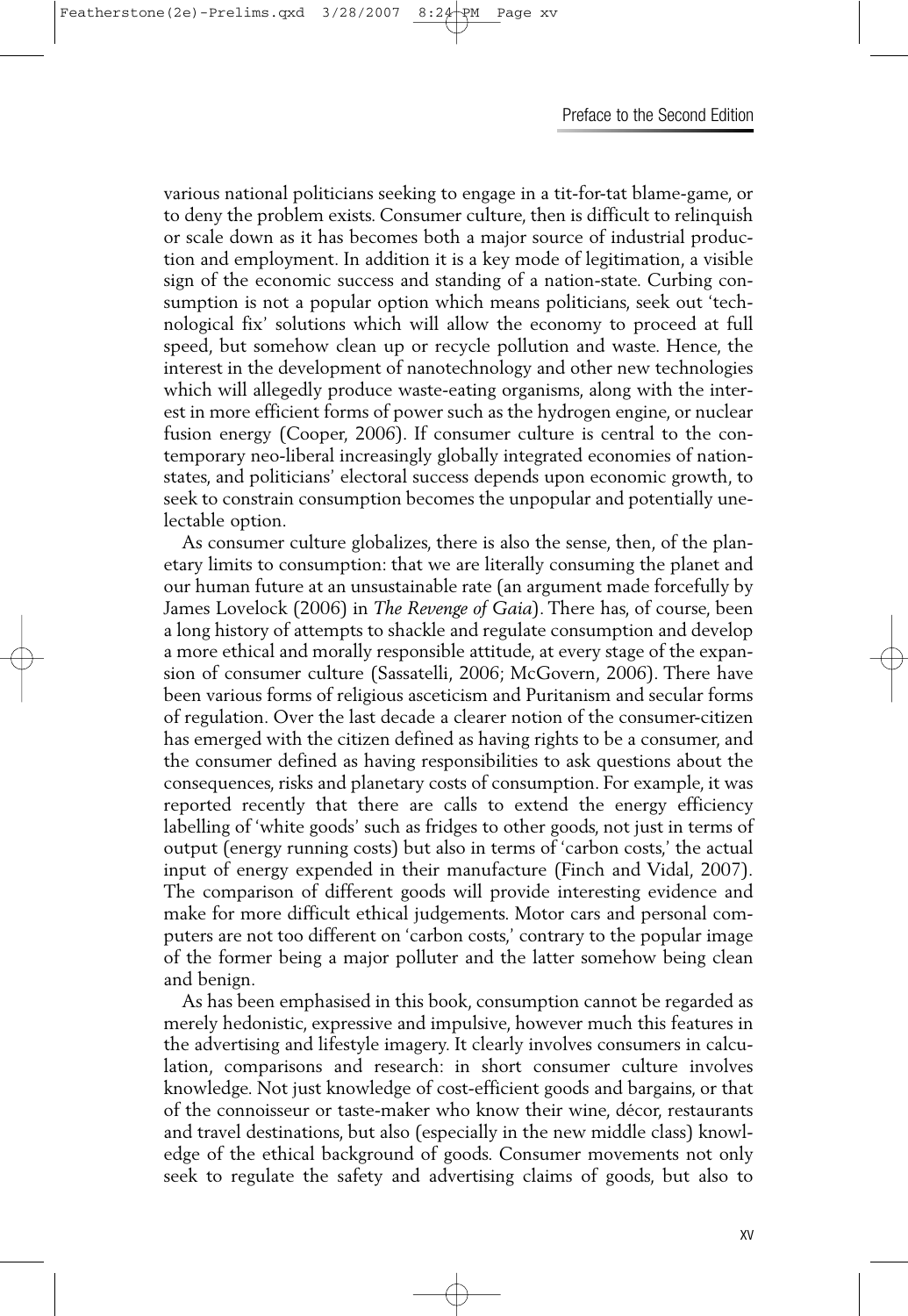various national politicians seeking to engage in a tit-for-tat blame-game, or to deny the problem exists. Consumer culture, then is difficult to relinquish or scale down as it has becomes both a major source of industrial production and employment. In addition it is a key mode of legitimation, a visible sign of the economic success and standing of a nation-state. Curbing consumption is not a popular option which means politicians, seek out 'technological fix' solutions which will allow the economy to proceed at full speed, but somehow clean up or recycle pollution and waste. Hence, the interest in the development of nanotechnology and other new technologies which will allegedly produce waste-eating organisms, along with the interest in more efficient forms of power such as the hydrogen engine, or nuclear fusion energy (Cooper, 2006). If consumer culture is central to the contemporary neo-liberal increasingly globally integrated economies of nation-states, and politicians' electoral success depends upon economic growth, to seek to constrain consumption becomes the unpopular and potentially unelectable option.

As consumer culture globalizes, there is also the sense, then, of the planetary limits to consumption: that we are literally consuming the planet and our human future at an unsustainable rate (an argument made forcefully by James Lovelock (2006) in *The Revenge of Gaia*). There has, of course, been a long history of attempts to shackle and regulate consumption and develop a more ethical and morally responsible attitude, at every stage of the expansion of consumer culture (Sassatelli, 2006; McGovern, 2006). There have been various forms of religious asceticism and Puritanism and secular forms of regulation. Over the last decade a clearer notion of the consumer-citizen has emerged with the citizen defined as having rights to be a consumer, and the consumer defined as having responsibilities to ask questions about the consequences, risks and planetary costs of consumption. For example, it was reported recently that there are calls to extend the energy efficiency labelling of 'white goods' such as fridges to other goods, not just in terms of output (energy running costs) but also in terms of 'carbon costs,' the actual input of energy expended in their manufacture (Finch and Vidal, 2007). The comparison of different goods will provide interesting evidence and make for more difficult ethical judgements. Motor cars and personal computers are not too different on 'carbon costs,' contrary to the popular image of the former being a major polluter and the latter somehow being clean and benign.

As has been emphasised in this book, consumption cannot be regarded as merely hedonistic, expressive and impulsive, however much this features in the advertising and lifestyle imagery. It clearly involves consumers in calculation, comparisons and research: in short consumer culture involves knowledge. Not just knowledge of cost-efficient goods and bargains, or that of the connoisseur or taste-maker who know their wine, décor, restaurants and travel destinations, but also (especially in the new middle class) knowledge of the ethical background of goods. Consumer movements not only seek to regulate the safety and advertising claims of goods, but also to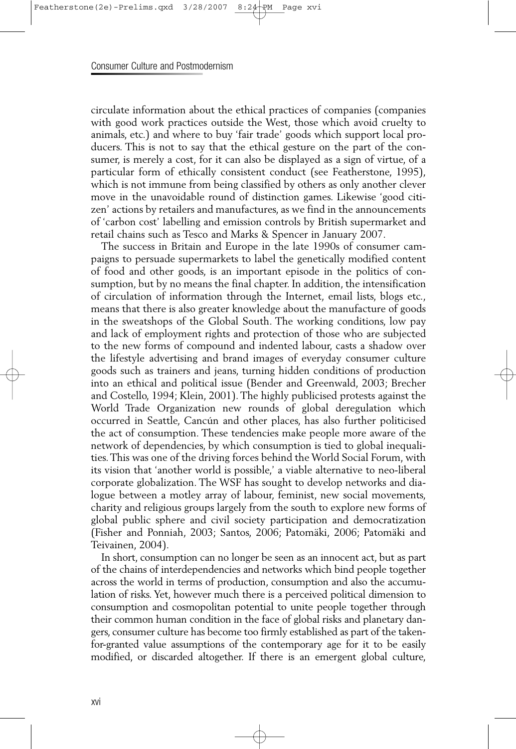circulate information about the ethical practices of companies (companies with good work practices outside the West, those which avoid cruelty to animals, etc.) and where to buy 'fair trade' goods which support local producers. This is not to say that the ethical gesture on the part of the consumer, is merely a cost, for it can also be displayed as a sign of virtue, of a particular form of ethically consistent conduct (see Featherstone, 1995), which is not immune from being classified by others as only another clever move in the unavoidable round of distinction games. Likewise 'good citizen' actions by retailers and manufactures, as we find in the announcements of 'carbon cost' labelling and emission controls by British supermarket and retail chains such as Tesco and Marks & Spencer in January 2007.

The success in Britain and Europe in the late 1990s of consumer campaigns to persuade supermarkets to label the genetically modified content of food and other goods, is an important episode in the politics of consumption, but by no means the final chapter. In addition, the intensification of circulation of information through the Internet, email lists, blogs etc., means that there is also greater knowledge about the manufacture of goods in the sweatshops of the Global South. The working conditions, low pay and lack of employment rights and protection of those who are subjected to the new forms of compound and indented labour, casts a shadow over the lifestyle advertising and brand images of everyday consumer culture goods such as trainers and jeans, turning hidden conditions of production into an ethical and political issue (Bender and Greenwald, 2003; Brecher and Costello, 1994; Klein, 2001). The highly publicised protests against the World Trade Organization new rounds of global deregulation which occurred in Seattle, Cancún and other places, has also further politicised the act of consumption. These tendencies make people more aware of the network of dependencies, by which consumption is tied to global inequalities. This was one of the driving forces behind the World Social Forum, with its vision that 'another world is possible,' a viable alternative to neo-liberal corporate globalization. The WSF has sought to develop networks and dialogue between a motley array of labour, feminist, new social movements, charity and religious groups largely from the south to explore new forms of global public sphere and civil society participation and democratization (Fisher and Ponniah, 2003; Santos, 2006; Patomäki, 2006; Patomäki and Teivainen, 2004).

In short, consumption can no longer be seen as an innocent act, but as part of the chains of interdependencies and networks which bind people together across the world in terms of production, consumption and also the accumulation of risks. Yet, however much there is a perceived political dimension to consumption and cosmopolitan potential to unite people together through their common human condition in the face of global risks and planetary dangers, consumer culture has become too firmly established as part of the taken-for-granted value assumptions of the contemporary age for it to be easily modified, or discarded altogether. If there is an emergent global culture,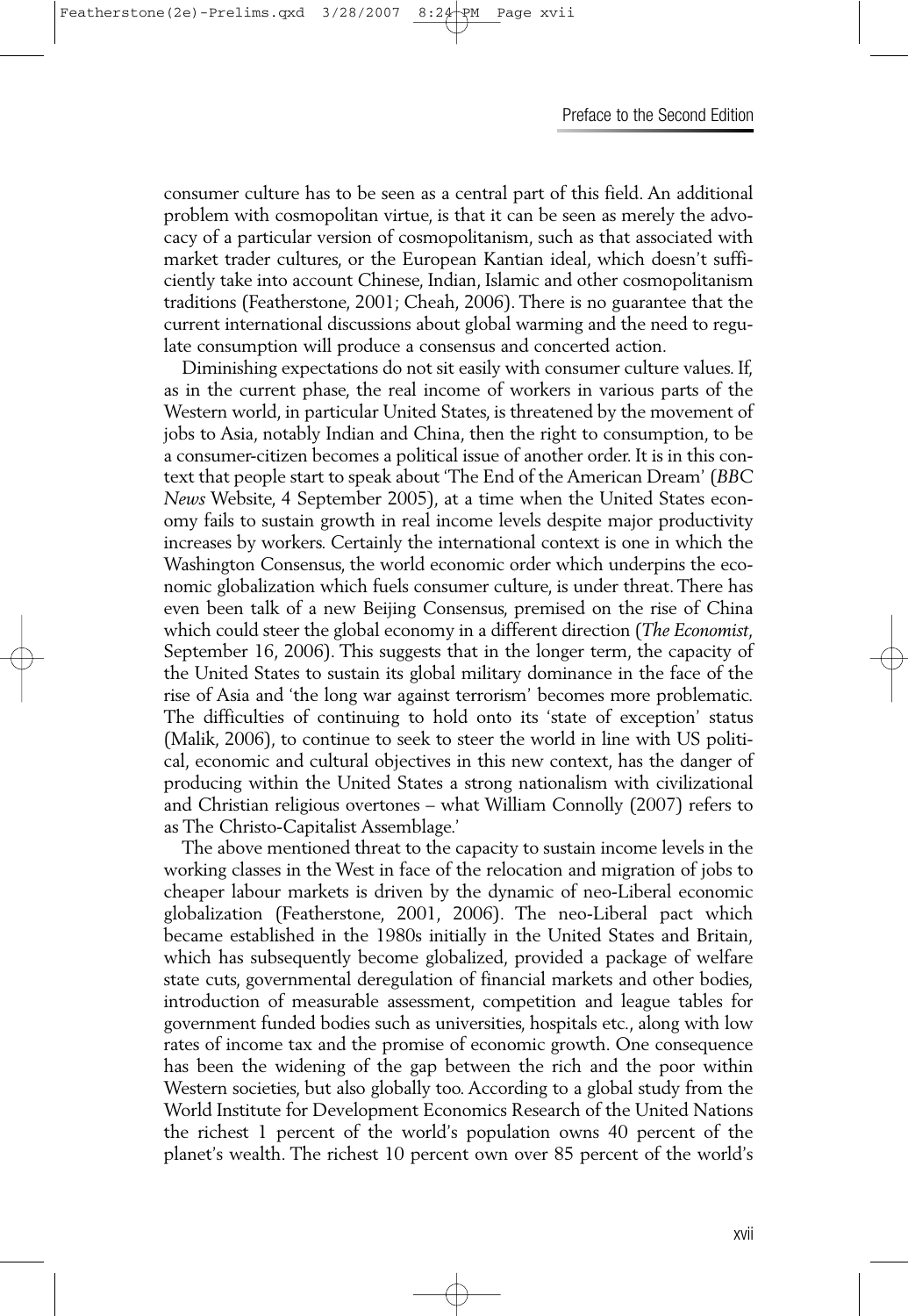consumer culture has to be seen as a central part of this field. An additional problem with cosmopolitan virtue, is that it can be seen as merely the advocacy of a particular version of cosmopolitanism, such as that associated with market trader cultures, or the European Kantian ideal, which doesn't sufficiently take into account Chinese, Indian, Islamic and other cosmopolitanism traditions (Featherstone, 2001; Cheah, 2006). There is no guarantee that the current international discussions about global warming and the need to regulate consumption will produce a consensus and concerted action.

Diminishing expectations do not sit easily with consumer culture values. If, as in the current phase, the real income of workers in various parts of the Western world, in particular United States, is threatened by the movement of jobs to Asia, notably Indian and China, then the right to consumption, to be a consumer-citizen becomes a political issue of another order. It is in this context that people start to speak about 'The End of the American Dream' (*BBC News* Website, 4 September 2005), at a time when the United States economy fails to sustain growth in real income levels despite major productivity increases by workers. Certainly the international context is one in which the Washington Consensus, the world economic order which underpins the economic globalization which fuels consumer culture, is under threat. There has even been talk of a new Beijing Consensus, premised on the rise of China which could steer the global economy in a different direction (*The Economist*, September 16, 2006). This suggests that in the longer term, the capacity of the United States to sustain its global military dominance in the face of the rise of Asia and 'the long war against terrorism' becomes more problematic. The difficulties of continuing to hold onto its 'state of exception' status (Malik, 2006), to continue to seek to steer the world in line with US political, economic and cultural objectives in this new context, has the danger of producing within the United States a strong nationalism with civilizational and Christian religious overtones – what William Connolly (2007) refers to as The Christo-Capitalist Assemblage.'

The above mentioned threat to the capacity to sustain income levels in the working classes in the West in face of the relocation and migration of jobs to cheaper labour markets is driven by the dynamic of neo-Liberal economic globalization (Featherstone, 2001, 2006). The neo-Liberal pact which became established in the 1980s initially in the United States and Britain, which has subsequently become globalized, provided a package of welfare state cuts, governmental deregulation of financial markets and other bodies, introduction of measurable assessment, competition and league tables for government funded bodies such as universities, hospitals etc., along with low rates of income tax and the promise of economic growth. One consequence has been the widening of the gap between the rich and the poor within Western societies, but also globally too. According to a global study from the World Institute for Development Economics Research of the United Nations the richest 1 percent of the world's population owns 40 percent of the planet's wealth. The richest 10 percent own over 85 percent of the world's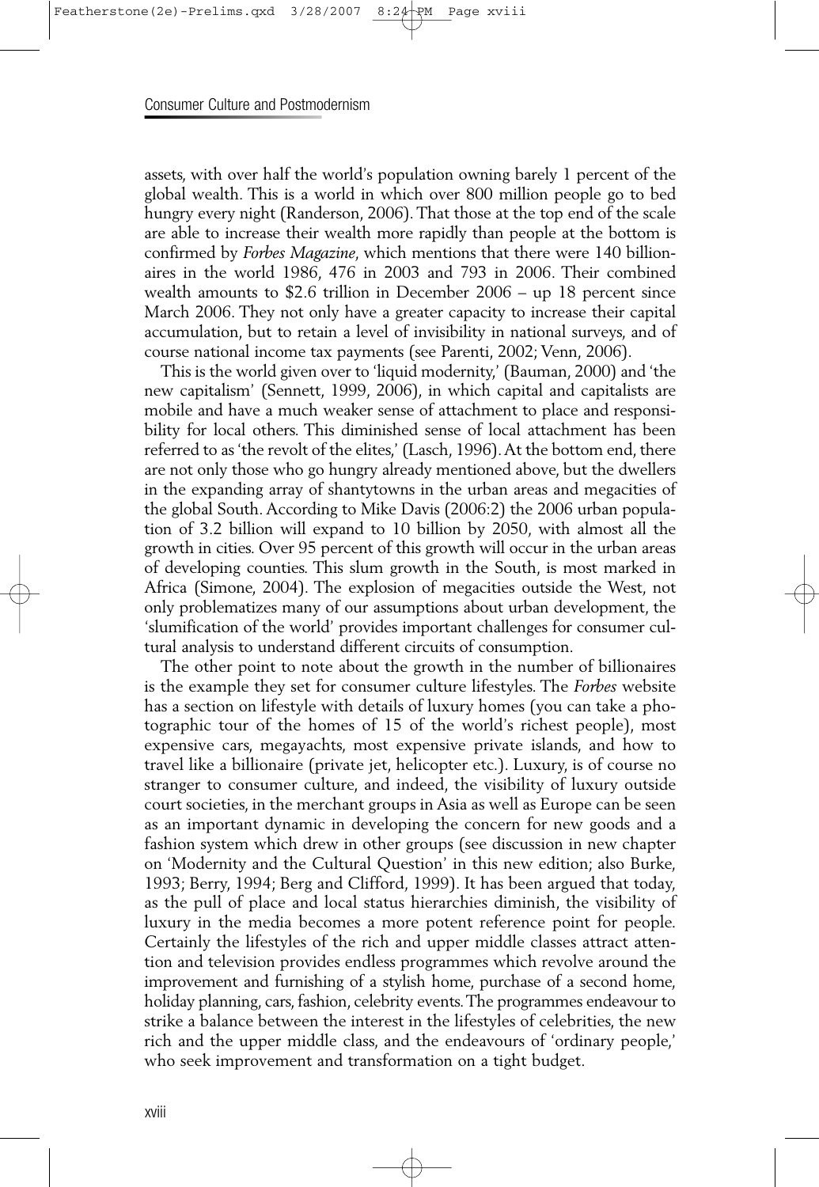assets, with over half the world's population owning barely 1 percent of the global wealth. This is a world in which over 800 million people go to bed hungry every night (Randerson, 2006). That those at the top end of the scale are able to increase their wealth more rapidly than people at the bottom is confirmed by *Forbes Magazine*, which mentions that there were 140 billionaires in the world 1986, 476 in 2003 and 793 in 2006. Their combined wealth amounts to $2.6 trillion in December 2006 – up 18 percent since March 2006. They not only have a greater capacity to increase their capital accumulation, but to retain a level of invisibility in national surveys, and of course national income tax payments (see Parenti, 2002; Venn, 2006).

This is the world given over to 'liquid modernity,' (Bauman, 2000) and 'the new capitalism' (Sennett, 1999, 2006), in which capital and capitalists are mobile and have a much weaker sense of attachment to place and responsibility for local others. This diminished sense of local attachment has been referred to as 'the revolt of the elites,' (Lasch, 1996). At the bottom end, there are not only those who go hungry already mentioned above, but the dwellers in the expanding array of shantytowns in the urban areas and megacities of the global South. According to Mike Davis (2006:2) the 2006 urban population of 3.2 billion will expand to 10 billion by 2050, with almost all the growth in cities. Over 95 percent of this growth will occur in the urban areas of developing counties. This slum growth in the South, is most marked in Africa (Simone, 2004). The explosion of megacities outside the West, not only problematizes many of our assumptions about urban development, the 'slumification of the world' provides important challenges for consumer cultural analysis to understand different circuits of consumption.

The other point to note about the growth in the number of billionaires is the example they set for consumer culture lifestyles. The *Forbes* website has a section on lifestyle with details of luxury homes (you can take a photographic tour of the homes of 15 of the world's richest people), most expensive cars, megayachts, most expensive private islands, and how to travel like a billionaire (private jet, helicopter etc.). Luxury, is of course no stranger to consumer culture, and indeed, the visibility of luxury outside court societies, in the merchant groups in Asia as well as Europe can be seen as an important dynamic in developing the concern for new goods and a fashion system which drew in other groups (see discussion in new chapter on 'Modernity and the Cultural Question' in this new edition; also Burke, 1993; Berry, 1994; Berg and Clifford, 1999). It has been argued that today, as the pull of place and local status hierarchies diminish, the visibility of luxury in the media becomes a more potent reference point for people. Certainly the lifestyles of the rich and upper middle classes attract attention and television provides endless programmes which revolve around the improvement and furnishing of a stylish home, purchase of a second home, holiday planning, cars, fashion, celebrity events. The programmes endeavour to strike a balance between the interest in the lifestyles of celebrities, the new rich and the upper middle class, and the endeavours of 'ordinary people,' who seek improvement and transformation on a tight budget.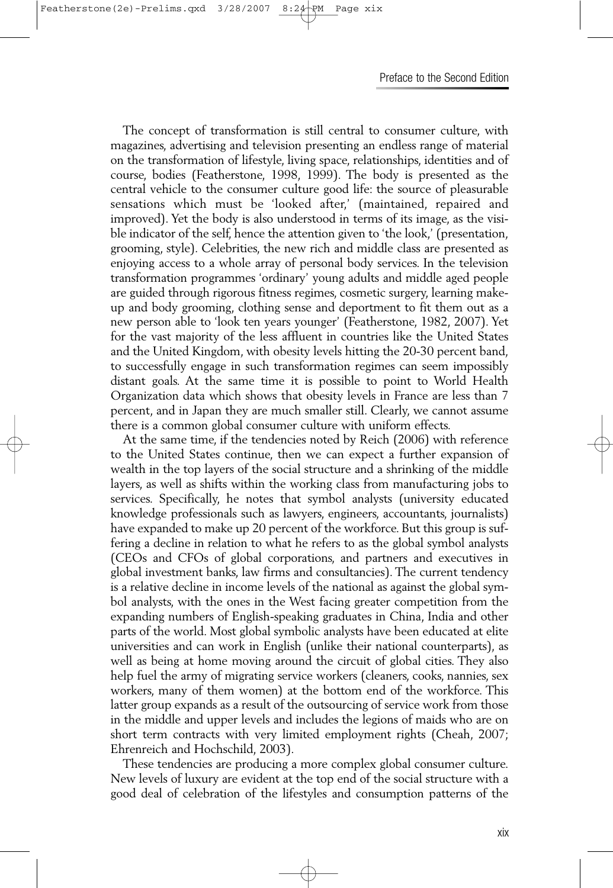The concept of transformation is still central to consumer culture, with magazines, advertising and television presenting an endless range of material on the transformation of lifestyle, living space, relationships, identities and of course, bodies (Featherstone, 1998, 1999). The body is presented as the central vehicle to the consumer culture good life: the source of pleasurable sensations which must be 'looked after,' (maintained, repaired and improved). Yet the body is also understood in terms of its image, as the visible indicator of the self, hence the attention given to 'the look,' (presentation, grooming, style). Celebrities, the new rich and middle class are presented as enjoying access to a whole array of personal body services. In the television transformation programmes 'ordinary' young adults and middle aged people are guided through rigorous fitness regimes, cosmetic surgery, learning make-up and body grooming, clothing sense and deportment to fit them out as a new person able to 'look ten years younger' (Featherstone, 1982, 2007). Yet for the vast majority of the less affluent in countries like the United States and the United Kingdom, with obesity levels hitting the 20-30 percent band, to successfully engage in such transformation regimes can seem impossibly distant goals. At the same time it is possible to point to World Health Organization data which shows that obesity levels in France are less than 7 percent, and in Japan they are much smaller still. Clearly, we cannot assume there is a common global consumer culture with uniform effects.

At the same time, if the tendencies noted by Reich (2006) with reference to the United States continue, then we can expect a further expansion of wealth in the top layers of the social structure and a shrinking of the middle layers, as well as shifts within the working class from manufacturing jobs to services. Specifically, he notes that symbol analysts (university educated knowledge professionals such as lawyers, engineers, accountants, journalists) have expanded to make up 20 percent of the workforce. But this group is suffering a decline in relation to what he refers to as the global symbol analysts (CEOs and CFOs of global corporations, and partners and executives in global investment banks, law firms and consultancies). The current tendency is a relative decline in income levels of the national as against the global symbol analysts, with the ones in the West facing greater competition from the expanding numbers of English-speaking graduates in China, India and other parts of the world. Most global symbolic analysts have been educated at elite universities and can work in English (unlike their national counterparts), as well as being at home moving around the circuit of global cities. They also help fuel the army of migrating service workers (cleaners, cooks, nannies, sex workers, many of them women) at the bottom end of the workforce. This latter group expands as a result of the outsourcing of service work from those in the middle and upper levels and includes the legions of maids who are on short term contracts with very limited employment rights (Cheah, 2007; Ehrenreich and Hochschild, 2003).

These tendencies are producing a more complex global consumer culture. New levels of luxury are evident at the top end of the social structure with a good deal of celebration of the lifestyles and consumption patterns of the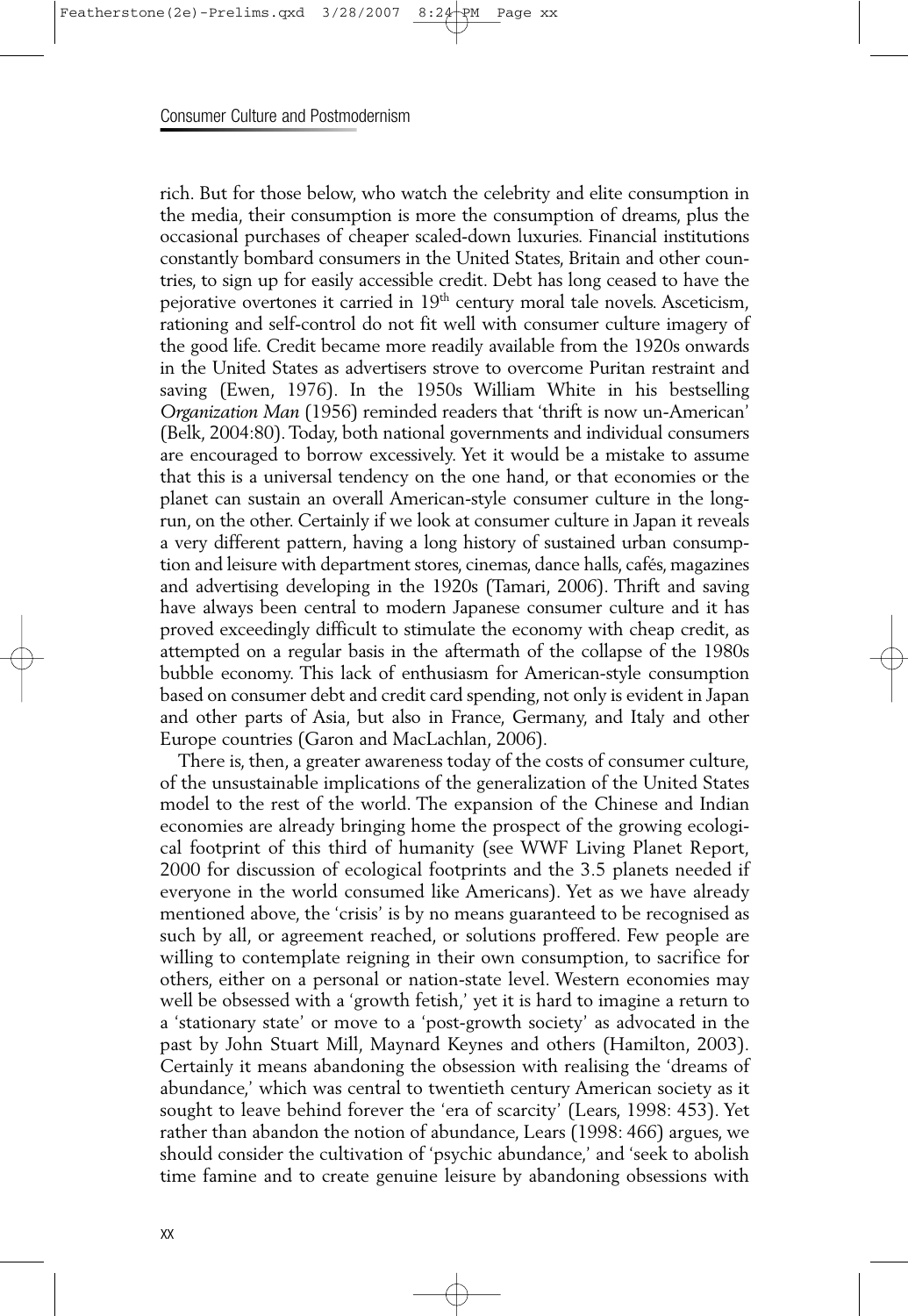rich. But for those below, who watch the celebrity and elite consumption in the media, their consumption is more the consumption of dreams, plus the occasional purchases of cheaper scaled-down luxuries. Financial institutions constantly bombard consumers in the United States, Britain and other countries, to sign up for easily accessible credit. Debt has long ceased to have the pejorative overtones it carried in 19th century moral tale novels. Asceticism, rationing and self-control do not fit well with consumer culture imagery of the good life. Credit became more readily available from the 1920s onwards in the United States as advertisers strove to overcome Puritan restraint and saving (Ewen, 1976). In the 1950s William White in his bestselling *Organization Man* (1956) reminded readers that 'thrift is now un-American' (Belk, 2004:80). Today, both national governments and individual consumers are encouraged to borrow excessively. Yet it would be a mistake to assume that this is a universal tendency on the one hand, or that economies or the planet can sustain an overall American-style consumer culture in the long-run, on the other. Certainly if we look at consumer culture in Japan it reveals a very different pattern, having a long history of sustained urban consumption and leisure with department stores, cinemas, dance halls, cafés, magazines and advertising developing in the 1920s (Tamari, 2006). Thrift and saving have always been central to modern Japanese consumer culture and it has proved exceedingly difficult to stimulate the economy with cheap credit, as attempted on a regular basis in the aftermath of the collapse of the 1980s bubble economy. This lack of enthusiasm for American-style consumption based on consumer debt and credit card spending, not only is evident in Japan and other parts of Asia, but also in France, Germany, and Italy and other Europe countries (Garon and MacLachlan, 2006).

There is, then, a greater awareness today of the costs of consumer culture, of the unsustainable implications of the generalization of the United States model to the rest of the world. The expansion of the Chinese and Indian economies are already bringing home the prospect of the growing ecological footprint of this third of humanity (see WWF Living Planet Report, 2000 for discussion of ecological footprints and the 3.5 planets needed if everyone in the world consumed like Americans). Yet as we have already mentioned above, the 'crisis' is by no means guaranteed to be recognised as such by all, or agreement reached, or solutions proffered. Few people are willing to contemplate reigning in their own consumption, to sacrifice for others, either on a personal or nation-state level. Western economies may well be obsessed with a 'growth fetish,' yet it is hard to imagine a return to a 'stationary state' or move to a 'post-growth society' as advocated in the past by John Stuart Mill, Maynard Keynes and others (Hamilton, 2003). Certainly it means abandoning the obsession with realising the 'dreams of abundance,' which was central to twentieth century American society as it sought to leave behind forever the 'era of scarcity' (Lears, 1998: 453). Yet rather than abandon the notion of abundance, Lears (1998: 466) argues, we should consider the cultivation of 'psychic abundance,' and 'seek to abolish time famine and to create genuine leisure by abandoning obsessions with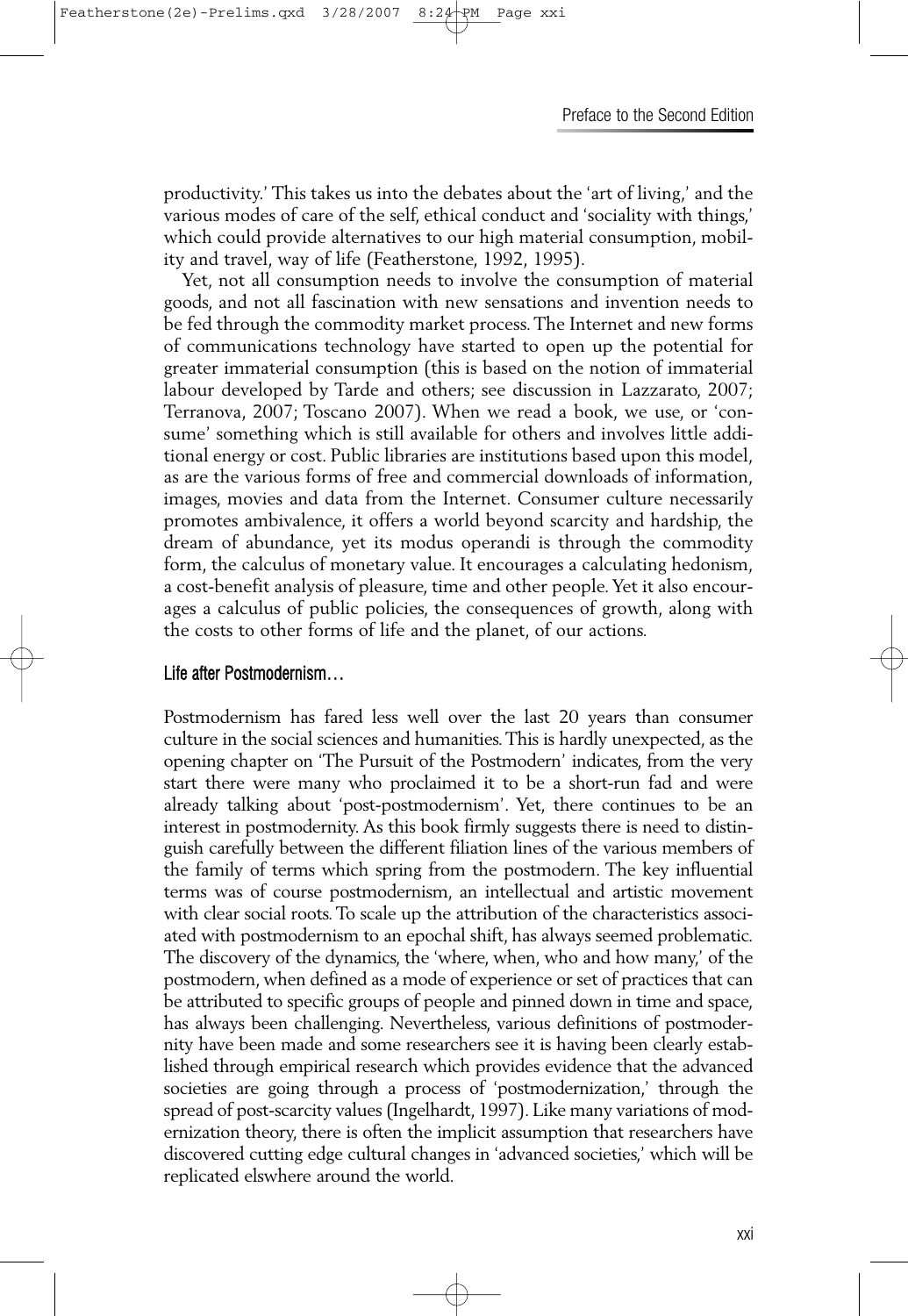productivity.' This takes us into the debates about the 'art of living,' and the various modes of care of the self, ethical conduct and 'sociality with things,' which could provide alternatives to our high material consumption, mobility and travel, way of life (Featherstone, 1992, 1995).

Yet, not all consumption needs to involve the consumption of material goods, and not all fascination with new sensations and invention needs to be fed through the commodity market process. The Internet and new forms of communications technology have started to open up the potential for greater immaterial consumption (this is based on the notion of immaterial labour developed by Tarde and others; see discussion in Lazzarato, 2007; Terranova, 2007; Toscano 2007). When we read a book, we use, or 'consume' something which is still available for others and involves little additional energy or cost. Public libraries are institutions based upon this model, as are the various forms of free and commercial downloads of information, images, movies and data from the Internet. Consumer culture necessarily promotes ambivalence, it offers a world beyond scarcity and hardship, the dream of abundance, yet its modus operandi is through the commodity form, the calculus of monetary value. It encourages a calculating hedonism, a cost-benefit analysis of pleasure, time and other people. Yet it also encourages a calculus of public policies, the consequences of growth, along with the costs to other forms of life and the planet, of our actions.

## Life after Postmodernism…

Postmodernism has fared less well over the last 20 years than consumer culture in the social sciences and humanities. This is hardly unexpected, as the opening chapter on 'The Pursuit of the Postmodern' indicates, from the very start there were many who proclaimed it to be a short-run fad and were already talking about 'post-postmodernism'. Yet, there continues to be an interest in postmodernity. As this book firmly suggests there is need to distinguish carefully between the different filiation lines of the various members of the family of terms which spring from the postmodern. The key influential terms was of course postmodernism, an intellectual and artistic movement with clear social roots. To scale up the attribution of the characteristics associated with postmodernism to an epochal shift, has always seemed problematic. The discovery of the dynamics, the 'where, when, who and how many,' of the postmodern, when defined as a mode of experience or set of practices that can be attributed to specific groups of people and pinned down in time and space, has always been challenging. Nevertheless, various definitions of postmodernity have been made and some researchers see it is having been clearly established through empirical research which provides evidence that the advanced societies are going through a process of 'postmodernization,' through the spread of post-scarcity values (Ingelhardt, 1997). Like many variations of modernization theory, there is often the implicit assumption that researchers have discovered cutting edge cultural changes in 'advanced societies,' which will be replicated elswhere around the world.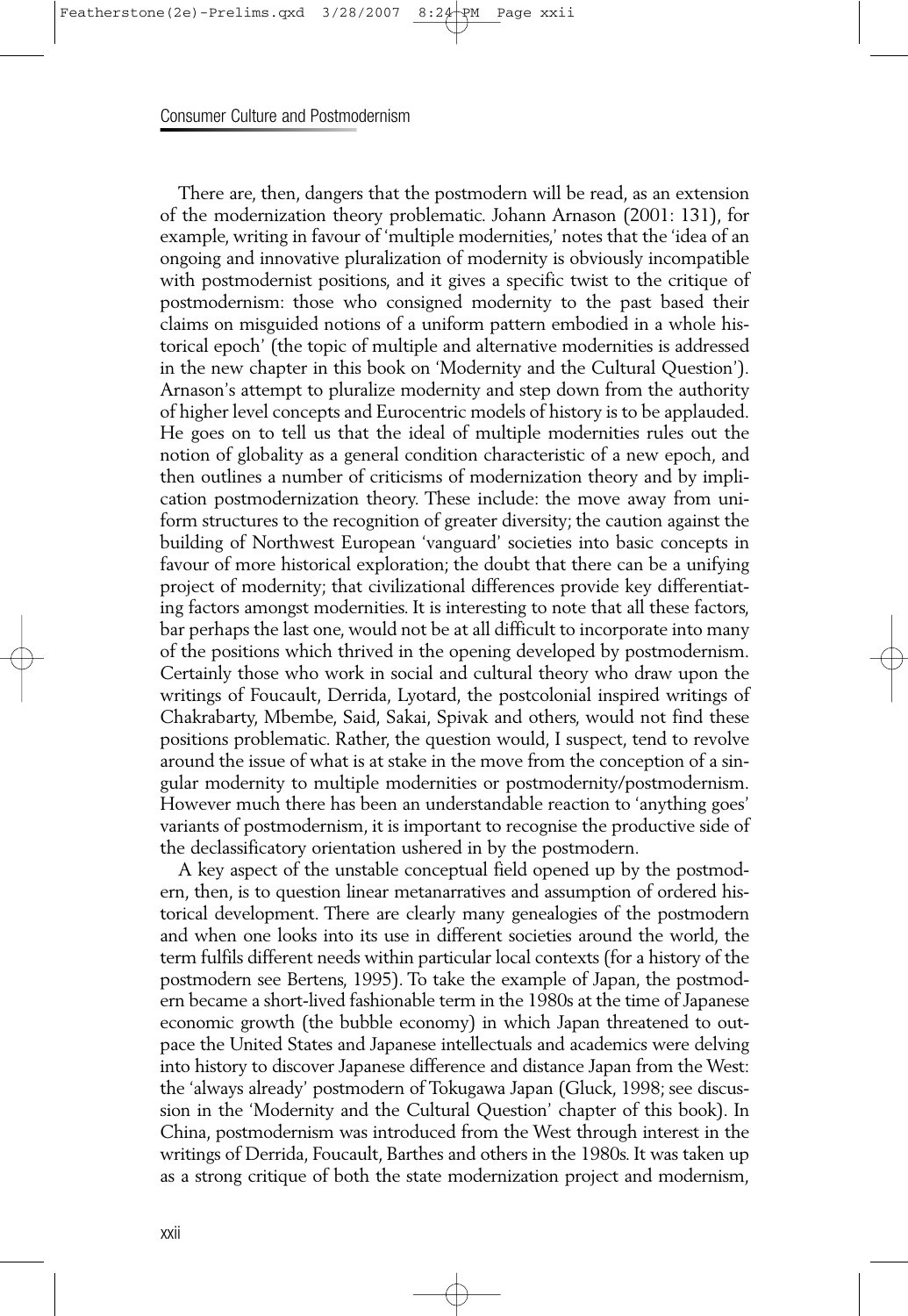There are, then, dangers that the postmodern will be read, as an extension of the modernization theory problematic. Johann Arnason (2001: 131), for example, writing in favour of 'multiple modernities,' notes that the 'idea of an ongoing and innovative pluralization of modernity is obviously incompatible with postmodernist positions, and it gives a specific twist to the critique of postmodernism: those who consigned modernity to the past based their claims on misguided notions of a uniform pattern embodied in a whole historical epoch' (the topic of multiple and alternative modernities is addressed in the new chapter in this book on 'Modernity and the Cultural Question'). Arnason's attempt to pluralize modernity and step down from the authority of higher level concepts and Eurocentric models of history is to be applauded. He goes on to tell us that the ideal of multiple modernities rules out the notion of globality as a general condition characteristic of a new epoch, and then outlines a number of criticisms of modernization theory and by implication postmodernization theory. These include: the move away from uniform structures to the recognition of greater diversity; the caution against the building of Northwest European 'vanguard' societies into basic concepts in favour of more historical exploration; the doubt that there can be a unifying project of modernity; that civilizational differences provide key differentiating factors amongst modernities. It is interesting to note that all these factors, bar perhaps the last one, would not be at all difficult to incorporate into many of the positions which thrived in the opening developed by postmodernism. Certainly those who work in social and cultural theory who draw upon the writings of Foucault, Derrida, Lyotard, the postcolonial inspired writings of Chakrabarty, Mbembe, Said, Sakai, Spivak and others, would not find these positions problematic. Rather, the question would, I suspect, tend to revolve around the issue of what is at stake in the move from the conception of a singular modernity to multiple modernities or postmodernity/postmodernism. However much there has been an understandable reaction to 'anything goes' variants of postmodernism, it is important to recognise the productive side of the declassificatory orientation ushered in by the postmodern.

A key aspect of the unstable conceptual field opened up by the postmodern, then, is to question linear metanarratives and assumption of ordered historical development. There are clearly many genealogies of the postmodern and when one looks into its use in different societies around the world, the term fulfils different needs within particular local contexts (for a history of the postmodern see Bertens, 1995). To take the example of Japan, the postmodern became a short-lived fashionable term in the 1980s at the time of Japanese economic growth (the bubble economy) in which Japan threatened to outpace the United States and Japanese intellectuals and academics were delving into history to discover Japanese difference and distance Japan from the West: the 'always already' postmodern of Tokugawa Japan (Gluck, 1998; see discussion in the 'Modernity and the Cultural Question' chapter of this book). In China, postmodernism was introduced from the West through interest in the writings of Derrida, Foucault, Barthes and others in the 1980s. It was taken up as a strong critique of both the state modernization project and modernism,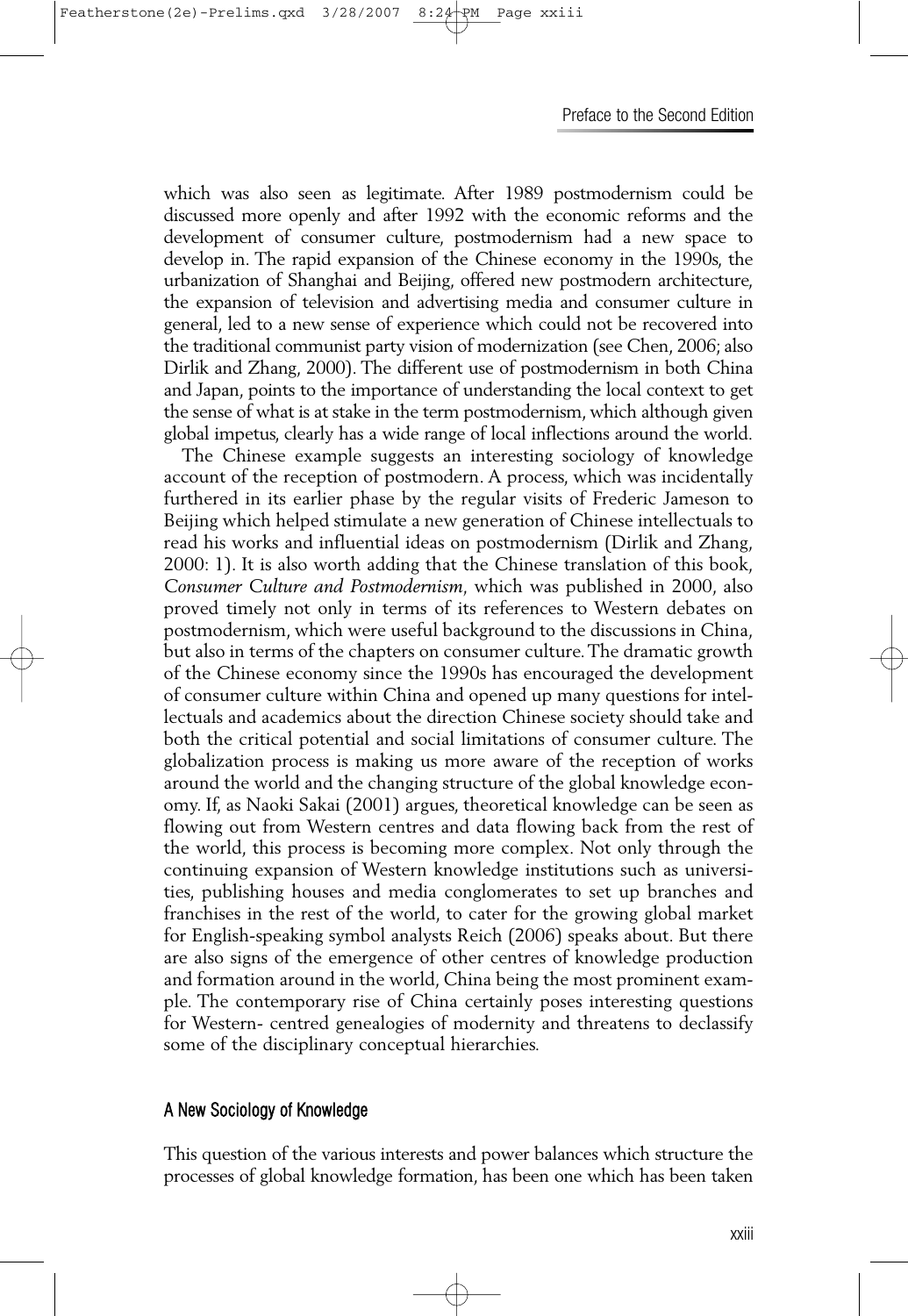which was also seen as legitimate. After 1989 postmodernism could be discussed more openly and after 1992 with the economic reforms and the development of consumer culture, postmodernism had a new space to develop in. The rapid expansion of the Chinese economy in the 1990s, the urbanization of Shanghai and Beijing, offered new postmodern architecture, the expansion of television and advertising media and consumer culture in general, led to a new sense of experience which could not be recovered into the traditional communist party vision of modernization (see Chen, 2006; also Dirlik and Zhang, 2000). The different use of postmodernism in both China and Japan, points to the importance of understanding the local context to get the sense of what is at stake in the term postmodernism, which although given global impetus, clearly has a wide range of local inflections around the world.

The Chinese example suggests an interesting sociology of knowledge account of the reception of postmodern. A process, which was incidentally furthered in its earlier phase by the regular visits of Frederic Jameson to Beijing which helped stimulate a new generation of Chinese intellectuals to read his works and influential ideas on postmodernism (Dirlik and Zhang, 2000: 1). It is also worth adding that the Chinese translation of this book, *Consumer Culture and Postmodernism*, which was published in 2000, also proved timely not only in terms of its references to Western debates on postmodernism, which were useful background to the discussions in China, but also in terms of the chapters on consumer culture. The dramatic growth of the Chinese economy since the 1990s has encouraged the development of consumer culture within China and opened up many questions for intellectuals and academics about the direction Chinese society should take and both the critical potential and social limitations of consumer culture. The globalization process is making us more aware of the reception of works around the world and the changing structure of the global knowledge economy. If, as Naoki Sakai (2001) argues, theoretical knowledge can be seen as flowing out from Western centres and data flowing back from the rest of the world, this process is becoming more complex. Not only through the continuing expansion of Western knowledge institutions such as universities, publishing houses and media conglomerates to set up branches and franchises in the rest of the world, to cater for the growing global market for English-speaking symbol analysts Reich (2006) speaks about. But there are also signs of the emergence of other centres of knowledge production and formation around in the world, China being the most prominent example. The contemporary rise of China certainly poses interesting questions for Western- centred genealogies of modernity and threatens to declassify some of the disciplinary conceptual hierarchies.

## A New Sociology of Knowledge

This question of the various interests and power balances which structure the processes of global knowledge formation, has been one which has been taken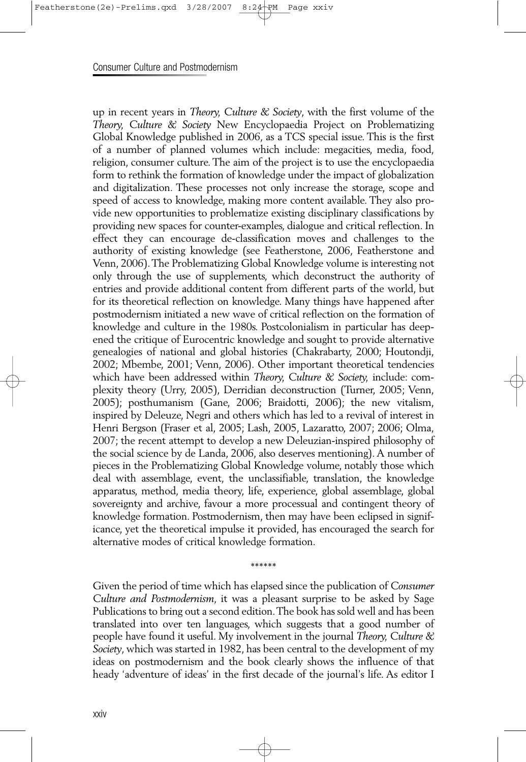up in recent years in *Theory, Culture & Society*, with the first volume of the *Theory, Culture & Society* New Encyclopaedia Project on Problematizing Global Knowledge published in 2006, as a TCS special issue. This is the first of a number of planned volumes which include: megacities, media, food, religion, consumer culture. The aim of the project is to use the encyclopaedia form to rethink the formation of knowledge under the impact of globalization and digitalization. These processes not only increase the storage, scope and speed of access to knowledge, making more content available. They also provide new opportunities to problematize existing disciplinary classifications by providing new spaces for counter-examples, dialogue and critical reflection. In effect they can encourage de-classification moves and challenges to the authority of existing knowledge (see Featherstone, 2006, Featherstone and Venn, 2006). The Problematizing Global Knowledge volume is interesting not only through the use of supplements, which deconstruct the authority of entries and provide additional content from different parts of the world, but for its theoretical reflection on knowledge. Many things have happened after postmodernism initiated a new wave of critical reflection on the formation of knowledge and culture in the 1980s. Postcolonialism in particular has deepened the critique of Eurocentric knowledge and sought to provide alternative genealogies of national and global histories (Chakrabarty, 2000; Houtondji, 2002; Mbembe, 2001; Venn, 2006). Other important theoretical tendencies which have been addressed within *Theory, Culture & Society*, include: complexity theory (Urry, 2005), Derridian deconstruction (Turner, 2005; Venn, 2005); posthumanism (Gane, 2006; Braidotti, 2006); the new vitalism, inspired by Deleuze, Negri and others which has led to a revival of interest in Henri Bergson (Fraser et al, 2005; Lash, 2005, Lazaratto, 2007; 2006; Olma, 2007; the recent attempt to develop a new Deleuzian-inspired philosophy of the social science by de Landa, 2006, also deserves mentioning). A number of pieces in the Problematizing Global Knowledge volume, notably those which deal with assemblage, event, the unclassifiable, translation, the knowledge apparatus, method, media theory, life, experience, global assemblage, global sovereignty and archive, favour a more processual and contingent theory of knowledge formation. Postmodernism, then may have been eclipsed in significance, yet the theoretical impulse it provided, has encouraged the search for alternative modes of critical knowledge formation.

******

Given the period of time which has elapsed since the publication of *Consumer Culture and Postmodernism*, it was a pleasant surprise to be asked by Sage Publications to bring out a second edition. The book has sold well and has been translated into over ten languages, which suggests that a good number of people have found it useful. My involvement in the journal *Theory, Culture & Society*, which was started in 1982, has been central to the development of my ideas on postmodernism and the book clearly shows the influence of that heady 'adventure of ideas' in the first decade of the journal's life. As editor I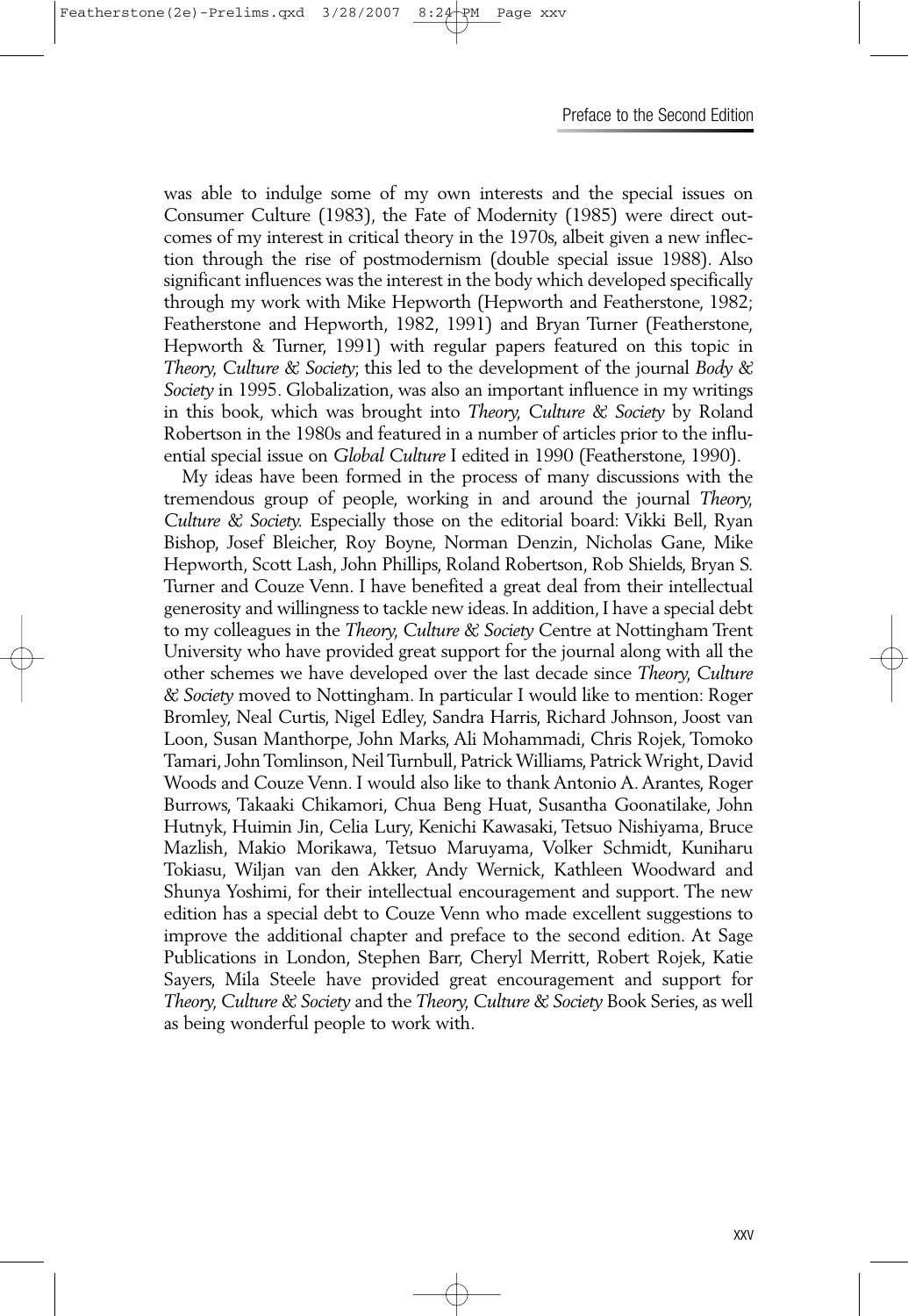was able to indulge some of my own interests and the special issues on Consumer Culture (1983), the Fate of Modernity (1985) were direct outcomes of my interest in critical theory in the 1970s, albeit given a new inflection through the rise of postmodernism (double special issue 1988). Also significant influences was the interest in the body which developed specifically through my work with Mike Hepworth (Hepworth and Featherstone, 1982; Featherstone and Hepworth, 1982, 1991) and Bryan Turner (Featherstone, Hepworth & Turner, 1991) with regular papers featured on this topic in *Theory, Culture & Society*; this led to the development of the journal *Body & Society* in 1995. Globalization, was also an important influence in my writings in this book, which was brought into *Theory, Culture & Society* by Roland Robertson in the 1980s and featured in a number of articles prior to the influential special issue on *Global Culture* I edited in 1990 (Featherstone, 1990).

My ideas have been formed in the process of many discussions with the tremendous group of people, working in and around the journal *Theory, Culture & Society.* Especially those on the editorial board: Vikki Bell, Ryan Bishop, Josef Bleicher, Roy Boyne, Norman Denzin, Nicholas Gane, Mike Hepworth, Scott Lash, John Phillips, Roland Robertson, Rob Shields, Bryan S. Turner and Couze Venn. I have benefited a great deal from their intellectual generosity and willingness to tackle new ideas. In addition, I have a special debt to my colleagues in the *Theory, Culture & Society* Centre at Nottingham Trent University who have provided great support for the journal along with all the other schemes we have developed over the last decade since *Theory, Culture & Society* moved to Nottingham. In particular I would like to mention: Roger Bromley, Neal Curtis, Nigel Edley, Sandra Harris, Richard Johnson, Joost van Loon, Susan Manthorpe, John Marks, Ali Mohammadi, Chris Rojek, Tomoko Tamari, John Tomlinson, Neil Turnbull, Patrick Williams, Patrick Wright, David Woods and Couze Venn. I would also like to thank Antonio A. Arantes, Roger Burrows, Takaaki Chikamori, Chua Beng Huat, Susantha Goonatilake, John Hutnyk, Huimin Jin, Celia Lury, Kenichi Kawasaki, Tetsuo Nishiyama, Bruce Mazlish, Makio Morikawa, Tetsuo Maruyama, Volker Schmidt, Kuniharu Tokiasu, Wiljan van den Akker, Andy Wernick, Kathleen Woodward and Shunya Yoshimi, for their intellectual encouragement and support. The new edition has a special debt to Couze Venn who made excellent suggestions to improve the additional chapter and preface to the second edition. At Sage Publications in London, Stephen Barr, Cheryl Merritt, Robert Rojek, Katie Sayers, Mila Steele have provided great encouragement and support for *Theory, Culture & Society* and the *Theory, Culture & Society* Book Series, as well as being wonderful people to work with.